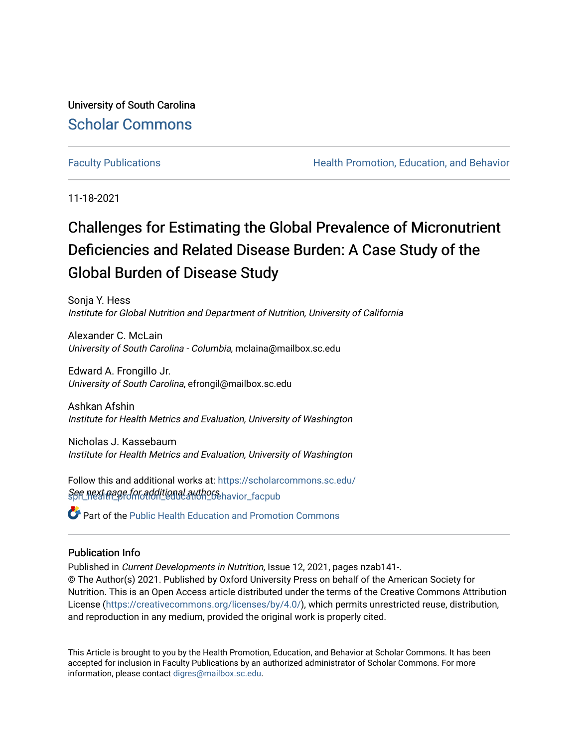University of South Carolina

Scholar Commons

Faculty Publications | Health Promotion, Education, and Behavior

11-18-2021

# Challenges for Estimating the Global Prevalence of Micronutrient Deficiencies and Related Disease Burden: A Case Study of the Global Burden of Disease Study

Sonja Y. Hess
*Institute for Global Nutrition and Department of Nutrition, University of California*

Alexander C. McLain
*University of South Carolina - Columbia*, mclaina@mailbox.sc.edu

Edward A. Frongillo Jr.
*University of South Carolina*, efrongil@mailbox.sc.edu

Ashkan Afshin
*Institute for Health Metrics and Evaluation, University of Washington*

Nicholas J. Kassebaum
*Institute for Health Metrics and Evaluation, University of Washington*

*See next page for additional authors*

Follow this and additional works at: https://scholarcommons.sc.edu/sph_health_promotion_education_behavior_facpub

Part of the Public Health Education and Promotion Commons

## Publication Info

Published in *Current Developments in Nutrition*, Issue 12, 2021, pages nzab141-.
© The Author(s) 2021. Published by Oxford University Press on behalf of the American Society for Nutrition. This is an Open Access article distributed under the terms of the Creative Commons Attribution License (https://creativecommons.org/licenses/by/4.0/), which permits unrestricted reuse, distribution, and reproduction in any medium, provided the original work is properly cited.

This Article is brought to you by the Health Promotion, Education, and Behavior at Scholar Commons. It has been accepted for inclusion in Faculty Publications by an authorized administrator of Scholar Commons. For more information, please contact digres@mailbox.sc.edu.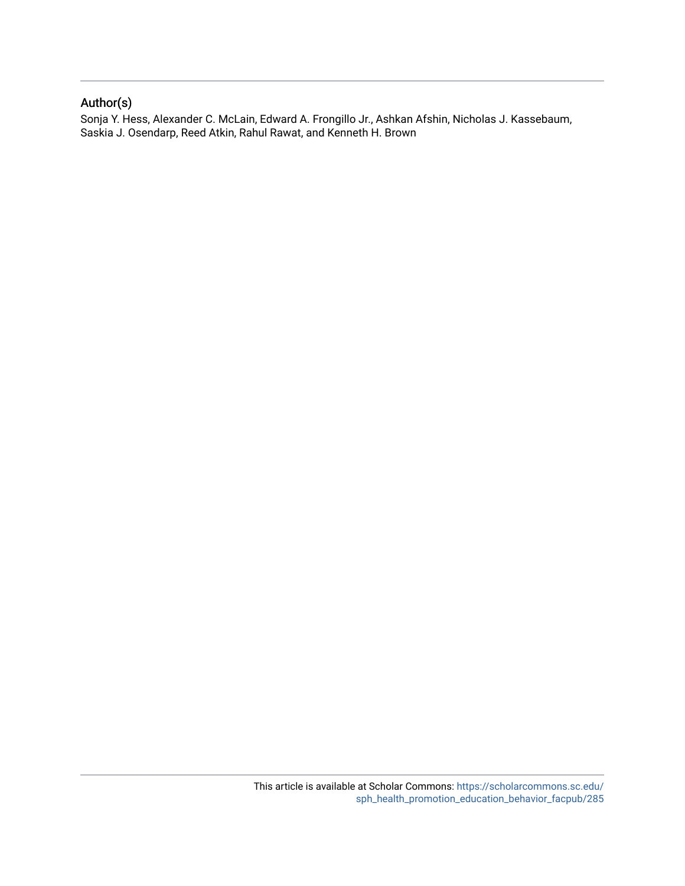## Author(s)

Sonja Y. Hess, Alexander C. McLain, Edward A. Frongillo Jr., Ashkan Afshin, Nicholas J. Kassebaum, Saskia J. Osendarp, Reed Atkin, Rahul Rawat, and Kenneth H. Brown

This article is available at Scholar Commons: https://scholarcommons.sc.edu/sph_health_promotion_education_behavior_facpub/285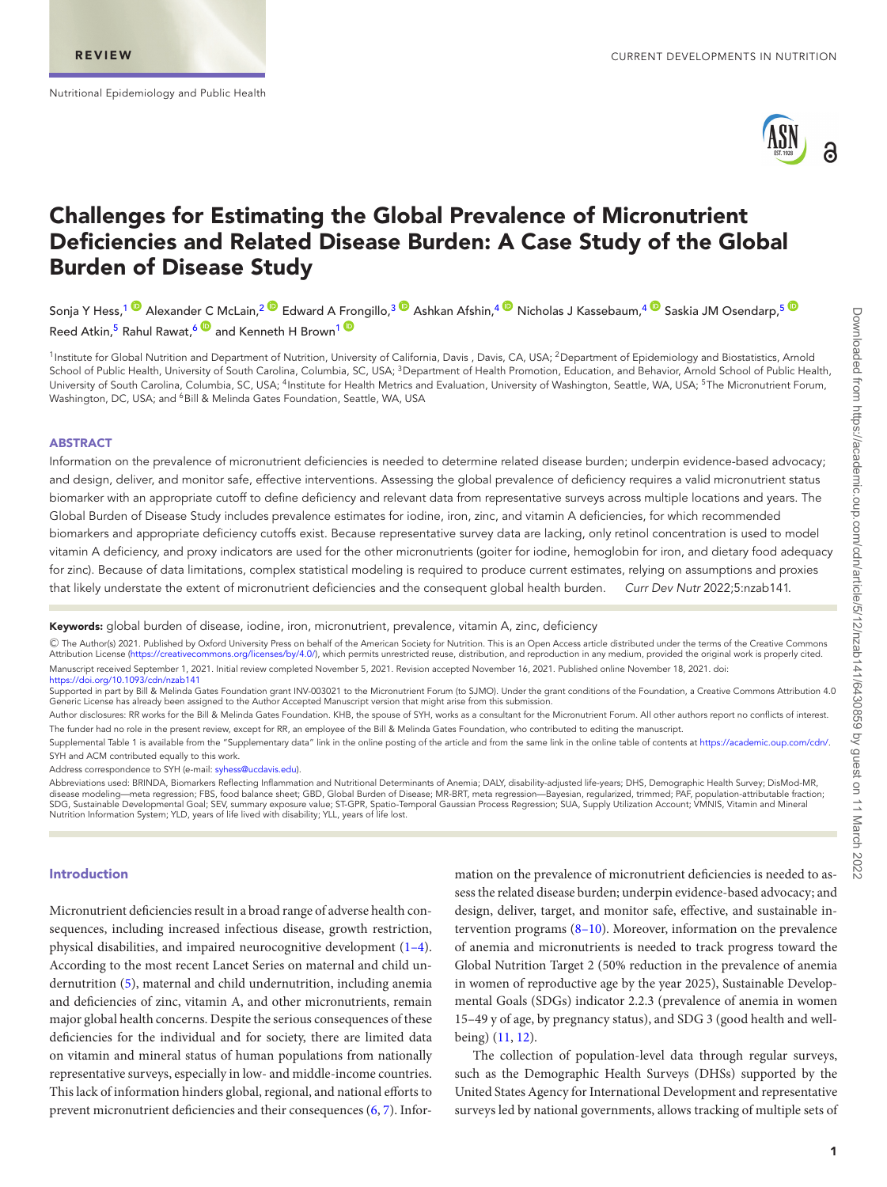# Challenges for Estimating the Global Prevalence of Micronutrient Deficiencies and Related Disease Burden: A Case Study of the Global Burden of Disease Study

Sonja Y Hess,[1] Alexander C McLain,[2] Edward A Frongillo,[3] Ashkan Afshin,[4] Nicholas J Kassebaum,[4] Saskia JM Osendarp,[5] Reed Atkin,[5] Rahul Rawat,[6] and Kenneth H Brown[1]

[1]Institute for Global Nutrition and Department of Nutrition, University of California, Davis , Davis, CA, USA; [2]Department of Epidemiology and Biostatistics, Arnold School of Public Health, University of South Carolina, Columbia, SC, USA; [3]Department of Health Promotion, Education, and Behavior, Arnold School of Public Health, University of South Carolina, Columbia, SC, USA; [4]Institute for Health Metrics and Evaluation, University of Washington, Seattle, WA, USA; [5]The Micronutrient Forum, Washington, DC, USA; and [6]Bill & Melinda Gates Foundation, Seattle, WA, USA

## ABSTRACT

Information on the prevalence of micronutrient deficiencies is needed to determine related disease burden; underpin evidence-based advocacy; and design, deliver, and monitor safe, effective interventions. Assessing the global prevalence of deficiency requires a valid micronutrient status biomarker with an appropriate cutoff to define deficiency and relevant data from representative surveys across multiple locations and years. The Global Burden of Disease Study includes prevalence estimates for iodine, iron, zinc, and vitamin A deficiencies, for which recommended biomarkers and appropriate deficiency cutoffs exist. Because representative survey data are lacking, only retinol concentration is used to model vitamin A deficiency, and proxy indicators are used for the other micronutrients (goiter for iodine, hemoglobin for iron, and dietary food adequacy for zinc). Because of data limitations, complex statistical modeling is required to produce current estimates, relying on assumptions and proxies that likely understate the extent of micronutrient deficiencies and the consequent global health burden. *Curr Dev Nutr* 2022;5:nzab141.

**Keywords:** global burden of disease, iodine, iron, micronutrient, prevalence, vitamin A, zinc, deficiency

© The Author(s) 2021. Published by Oxford University Press on behalf of the American Society for Nutrition. This is an Open Access article distributed under the terms of the Creative Commons Attribution License (https://creativecommons.org/licenses/by/4.0/), which permits unrestricted reuse, distribution, and reproduction in any medium, provided the original work is properly cited.

Manuscript received September 1, 2021. Initial review completed November 5, 2021. Revision accepted November 16, 2021. Published online November 18, 2021. doi: https://doi.org/10.1093/cdn/nzab141

Supported in part by Bill & Melinda Gates Foundation grant INV-003021 to the Micronutrient Forum (to SJMO). Under the grant conditions of the Foundation, a Creative Commons Attribution 4.0 Generic License has already been assigned to the Author Accepted Manuscript version that might arise from this submission.

Author disclosures: RR works for the Bill & Melinda Gates Foundation. KHB, the spouse of SYH, works as a consultant for the Micronutrient Forum. All other authors report no conflicts of interest. The funder had no role in the present review, except for RR, an employee of the Bill & Melinda Gates Foundation, who contributed to editing the manuscript.

Supplemental Table 1 is available from the "Supplementary data" link in the online posting of the article and from the same link in the online table of contents at https://academic.oup.com/cdn/.

SYH and ACM contributed equally to this work.

Address correspondence to SYH (e-mail: syhess@ucdavis.edu).

Abbreviations used: BRINDA, Biomarkers Reflecting Inflammation and Nutritional Determinants of Anemia; DALY, disability-adjusted life-years; DHS, Demographic Health Survey; DisMod-MR, disease modeling—meta regression; FBS, food balance sheet; GBD, Global Burden of Disease; MR-BRT, meta regression—Bayesian, regularized, trimmed; PAF, population-attributable fraction; SDG, Sustainable Developmental Goal; SEV, summary exposure value; ST-GPR, Spatio-Temporal Gaussian Process Regression; SUA, Supply Utilization Account; VMNIS, Vitamin and Mineral Nutrition Information System; YLD, years of life lived with disability; YLL, years of life lost.

## Introduction

Micronutrient deficiencies result in a broad range of adverse health consequences, including increased infectious disease, growth restriction, physical disabilities, and impaired neurocognitive development (1–4). According to the most recent Lancet Series on maternal and child undernutrition (5), maternal and child undernutrition, including anemia and deficiencies of zinc, vitamin A, and other micronutrients, remain major global health concerns. Despite the serious consequences of these deficiencies for the individual and for society, there are limited data on vitamin and mineral status of human populations from nationally representative surveys, especially in low- and middle-income countries. This lack of information hinders global, regional, and national efforts to prevent micronutrient deficiencies and their consequences (6, 7). Information on the prevalence of micronutrient deficiencies is needed to assess the related disease burden; underpin evidence-based advocacy; and design, deliver, target, and monitor safe, effective, and sustainable intervention programs (8–10). Moreover, information on the prevalence of anemia and micronutrients is needed to track progress toward the Global Nutrition Target 2 (50% reduction in the prevalence of anemia in women of reproductive age by the year 2025), Sustainable Developmental Goals (SDGs) indicator 2.2.3 (prevalence of anemia in women 15–49 y of age, by pregnancy status), and SDG 3 (good health and well-being) (11, 12).

The collection of population-level data through regular surveys, such as the Demographic Health Surveys (DHSs) supported by the United States Agency for International Development and representative surveys led by national governments, allows tracking of multiple sets of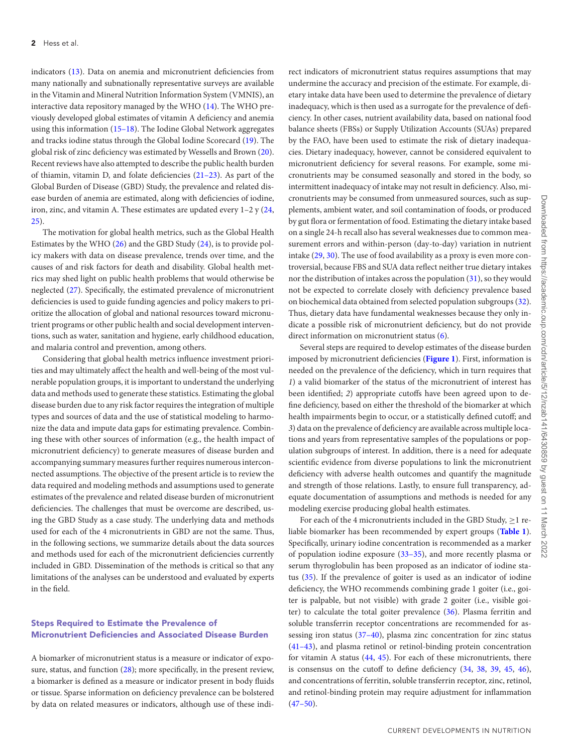indicators (13). Data on anemia and micronutrient deficiencies from many nationally and subnationally representative surveys are available in the Vitamin and Mineral Nutrition Information System (VMNIS), an interactive data repository managed by the WHO (14). The WHO previously developed global estimates of vitamin A deficiency and anemia using this information (15–18). The Iodine Global Network aggregates and tracks iodine status through the Global Iodine Scorecard (19). The global risk of zinc deficiency was estimated by Wessells and Brown (20). Recent reviews have also attempted to describe the public health burden of thiamin, vitamin D, and folate deficiencies (21–23). As part of the Global Burden of Disease (GBD) Study, the prevalence and related disease burden of anemia are estimated, along with deficiencies of iodine, iron, zinc, and vitamin A. These estimates are updated every 1–2 y (24, 25).

The motivation for global health metrics, such as the Global Health Estimates by the WHO (26) and the GBD Study (24), is to provide policy makers with data on disease prevalence, trends over time, and the causes of and risk factors for death and disability. Global health metrics may shed light on public health problems that would otherwise be neglected (27). Specifically, the estimated prevalence of micronutrient deficiencies is used to guide funding agencies and policy makers to prioritize the allocation of global and national resources toward micronutrient programs or other public health and social development interventions, such as water, sanitation and hygiene, early childhood education, and malaria control and prevention, among others.

Considering that global health metrics influence investment priorities and may ultimately affect the health and well-being of the most vulnerable population groups, it is important to understand the underlying data and methods used to generate these statistics. Estimating the global disease burden due to any risk factor requires the integration of multiple types and sources of data and the use of statistical modeling to harmonize the data and impute data gaps for estimating prevalence. Combining these with other sources of information (e.g., the health impact of micronutrient deficiency) to generate measures of disease burden and accompanying summary measures further requires numerous interconnected assumptions. The objective of the present article is to review the data required and modeling methods and assumptions used to generate estimates of the prevalence and related disease burden of micronutrient deficiencies. The challenges that must be overcome are described, using the GBD Study as a case study. The underlying data and methods used for each of the 4 micronutrients in GBD are not the same. Thus, in the following sections, we summarize details about the data sources and methods used for each of the micronutrient deficiencies currently included in GBD. Dissemination of the methods is critical so that any limitations of the analyses can be understood and evaluated by experts in the field.

## Steps Required to Estimate the Prevalence of Micronutrient Deficiencies and Associated Disease Burden

A biomarker of micronutrient status is a measure or indicator of exposure, status, and function (28); more specifically, in the present review, a biomarker is defined as a measure or indicator present in body fluids or tissue. Sparse information on deficiency prevalence can be bolstered by data on related measures or indicators, although use of these indirect indicators of micronutrient status requires assumptions that may undermine the accuracy and precision of the estimate. For example, dietary intake data have been used to determine the prevalence of dietary inadequacy, which is then used as a surrogate for the prevalence of deficiency. In other cases, nutrient availability data, based on national food balance sheets (FBSs) or Supply Utilization Accounts (SUAs) prepared by the FAO, have been used to estimate the risk of dietary inadequacies. Dietary inadequacy, however, cannot be considered equivalent to micronutrient deficiency for several reasons. For example, some micronutrients may be consumed seasonally and stored in the body, so intermittent inadequacy of intake may not result in deficiency. Also, micronutrients may be consumed from unmeasured sources, such as supplements, ambient water, and soil contamination of foods, or produced by gut flora or fermentation of food. Estimating the dietary intake based on a single 24-h recall also has several weaknesses due to common measurement errors and within-person (day-to-day) variation in nutrient intake (29, 30). The use of food availability as a proxy is even more controversial, because FBS and SUA data reflect neither true dietary intakes nor the distribution of intakes across the population (31), so they would not be expected to correlate closely with deficiency prevalence based on biochemical data obtained from selected population subgroups (32). Thus, dietary data have fundamental weaknesses because they only indicate a possible risk of micronutrient deficiency, but do not provide direct information on micronutrient status (6).

Several steps are required to develop estimates of the disease burden imposed by micronutrient deficiencies (**Figure 1**). First, information is needed on the prevalence of the deficiency, which in turn requires that *1*) a valid biomarker of the status of the micronutrient of interest has been identified; *2*) appropriate cutoffs have been agreed upon to define deficiency, based on either the threshold of the biomarker at which health impairments begin to occur, or a statistically defined cutoff; and *3*) data on the prevalence of deficiency are available across multiple locations and years from representative samples of the populations or population subgroups of interest. In addition, there is a need for adequate scientific evidence from diverse populations to link the micronutrient deficiency with adverse health outcomes and quantify the magnitude and strength of those relations. Lastly, to ensure full transparency, adequate documentation of assumptions and methods is needed for any modeling exercise producing global health estimates.

For each of the 4 micronutrients included in the GBD Study, ≥1 reliable biomarker has been recommended by expert groups (**Table 1**). Specifically, urinary iodine concentration is recommended as a marker of population iodine exposure (33–35), and more recently plasma or serum thyroglobulin has been proposed as an indicator of iodine status (35). If the prevalence of goiter is used as an indicator of iodine deficiency, the WHO recommends combining grade 1 goiter (i.e., goiter is palpable, but not visible) with grade 2 goiter (i.e., visible goiter) to calculate the total goiter prevalence (36). Plasma ferritin and soluble transferrin receptor concentrations are recommended for assessing iron status (37–40), plasma zinc concentration for zinc status (41–43), and plasma retinol or retinol-binding protein concentration for vitamin A status (44, 45). For each of these micronutrients, there is consensus on the cutoff to define deficiency (34, 38, 39, 45, 46), and concentrations of ferritin, soluble transferrin receptor, zinc, retinol, and retinol-binding protein may require adjustment for inflammation (47–50).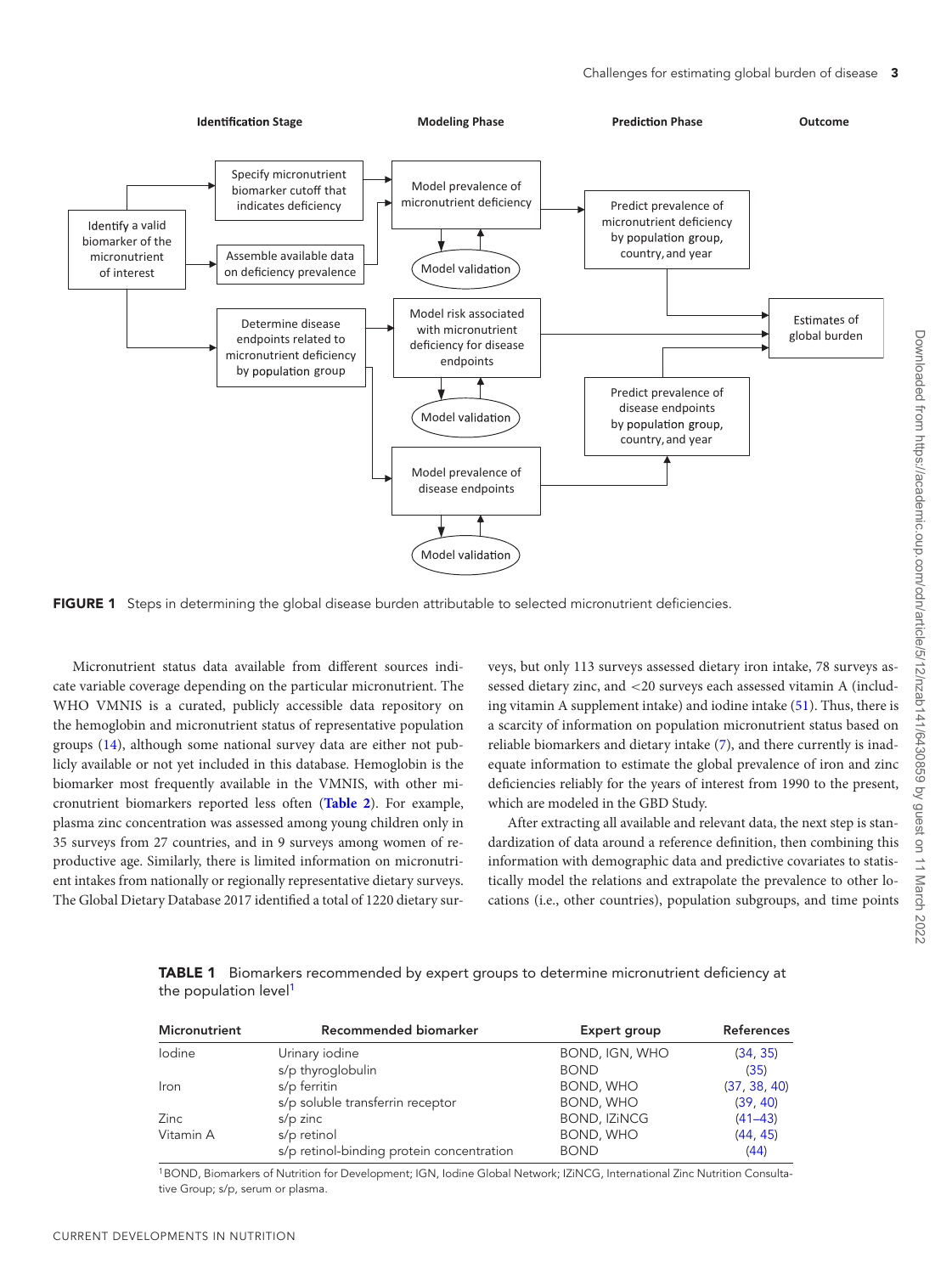**FIGURE 1** Steps in determining the global disease burden attributable to selected micronutrient deficiencies.

Micronutrient status data available from different sources indicate variable coverage depending on the particular micronutrient. The WHO VMNIS is a curated, publicly accessible data repository on the hemoglobin and micronutrient status of representative population groups (14), although some national survey data are either not publicly available or not yet included in this database. Hemoglobin is the biomarker most frequently available in the VMNIS, with other micronutrient biomarkers reported less often (**Table 2**). For example, plasma zinc concentration was assessed among young children only in 35 surveys from 27 countries, and in 9 surveys among women of reproductive age. Similarly, there is limited information on micronutrient intakes from nationally or regionally representative dietary surveys. The Global Dietary Database 2017 identified a total of 1220 dietary surveys, but only 113 surveys assessed dietary iron intake, 78 surveys assessed dietary zinc, and <20 surveys each assessed vitamin A (including vitamin A supplement intake) and iodine intake (51). Thus, there is a scarcity of information on population micronutrient status based on reliable biomarkers and dietary intake (7), and there currently is inadequate information to estimate the global prevalence of iron and zinc deficiencies reliably for the years of interest from 1990 to the present, which are modeled in the GBD Study.

After extracting all available and relevant data, the next step is standardization of data around a reference definition, then combining this information with demographic data and predictive covariates to statistically model the relations and extrapolate the prevalence to other locations (i.e., other countries), population subgroups, and time points

**TABLE 1** Biomarkers recommended by expert groups to determine micronutrient deficiency at the population level[1]

| Micronutrient | Recommended biomarker | Expert group | References |
|---|---|---|---|
| Iodine | Urinary iodine | BOND, IGN, WHO | (34, 35) |
| | s/p thyroglobulin | BOND | (35) |
| Iron | s/p ferritin | BOND, WHO | (37, 38, 40) |
| | s/p soluble transferrin receptor | BOND, WHO | (39, 40) |
| Zinc | s/p zinc | BOND, IZiNCG | (41–43) |
| Vitamin A | s/p retinol | BOND, WHO | (44, 45) |
| | s/p retinol-binding protein concentration | BOND | (44) |

[1]BOND, Biomarkers of Nutrition for Development; IGN, Iodine Global Network; IZiNCG, International Zinc Nutrition Consultative Group; s/p, serum or plasma.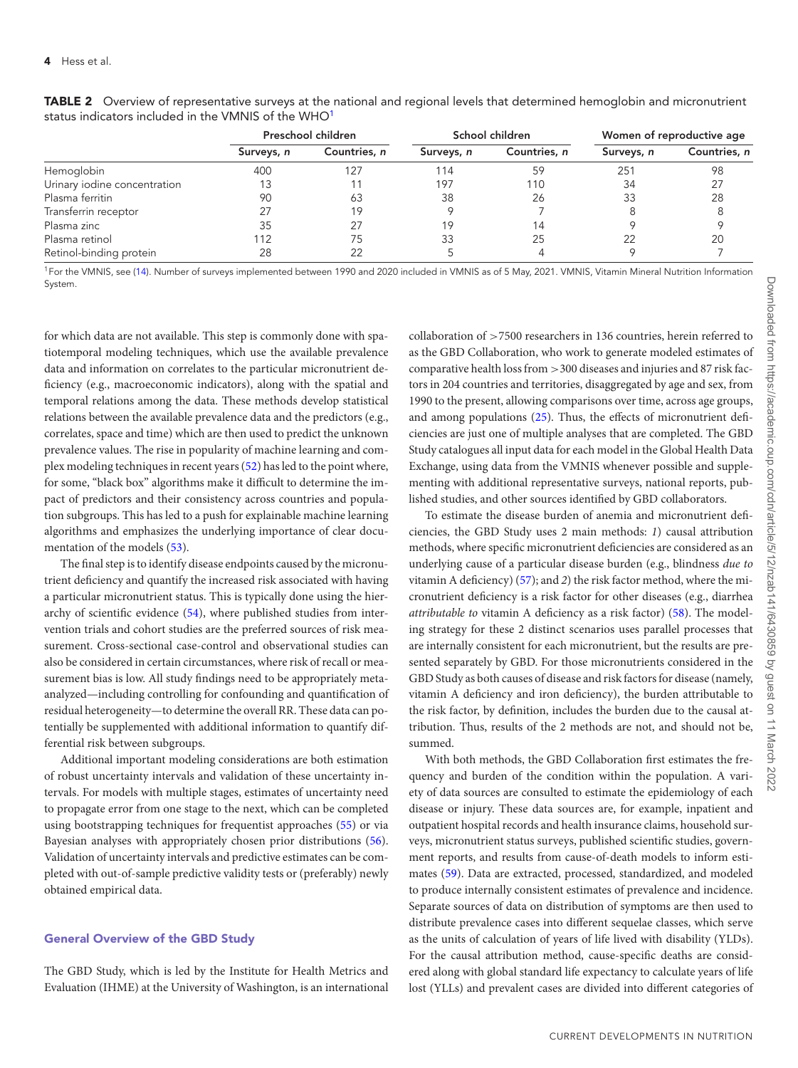**TABLE 2** Overview of representative surveys at the national and regional levels that determined hemoglobin and micronutrient status indicators included in the VMNIS of the WHO[1]

| | Preschool children | | School children | | Women of reproductive age | |
|---|---|---|---|---|---|---|
| | Surveys, *n* | Countries, *n* | Surveys, *n* | Countries, *n* | Surveys, *n* | Countries, *n* |
| Hemoglobin | 400 | 127 | 114 | 59 | 251 | 98 |
| Urinary iodine concentration | 13 | 11 | 197 | 110 | 34 | 27 |
| Plasma ferritin | 90 | 63 | 38 | 26 | 33 | 28 |
| Transferrin receptor | 27 | 19 | 9 | 7 | 8 | 8 |
| Plasma zinc | 35 | 27 | 19 | 14 | 9 | 9 |
| Plasma retinol | 112 | 75 | 33 | 25 | 22 | 20 |
| Retinol-binding protein | 28 | 22 | 5 | 4 | 9 | 7 |

[1]For the VMNIS, see (14). Number of surveys implemented between 1990 and 2020 included in VMNIS as of 5 May, 2021. VMNIS, Vitamin Mineral Nutrition Information System.

for which data are not available. This step is commonly done with spatiotemporal modeling techniques, which use the available prevalence data and information on correlates to the particular micronutrient deficiency (e.g., macroeconomic indicators), along with the spatial and temporal relations among the data. These methods develop statistical relations between the available prevalence data and the predictors (e.g., correlates, space and time) which are then used to predict the unknown prevalence values. The rise in popularity of machine learning and complex modeling techniques in recent years (52) has led to the point where, for some, "black box" algorithms make it difficult to determine the impact of predictors and their consistency across countries and population subgroups. This has led to a push for explainable machine learning algorithms and emphasizes the underlying importance of clear documentation of the models (53).

The final step is to identify disease endpoints caused by the micronutrient deficiency and quantify the increased risk associated with having a particular micronutrient status. This is typically done using the hierarchy of scientific evidence (54), where published studies from intervention trials and cohort studies are the preferred sources of risk measurement. Cross-sectional case-control and observational studies can also be considered in certain circumstances, where risk of recall or measurement bias is low. All study findings need to be appropriately meta-analyzed—including controlling for confounding and quantification of residual heterogeneity—to determine the overall RR. These data can potentially be supplemented with additional information to quantify differential risk between subgroups.

Additional important modeling considerations are both estimation of robust uncertainty intervals and validation of these uncertainty intervals. For models with multiple stages, estimates of uncertainty need to propagate error from one stage to the next, which can be completed using bootstrapping techniques for frequentist approaches (55) or via Bayesian analyses with appropriately chosen prior distributions (56). Validation of uncertainty intervals and predictive estimates can be completed with out-of-sample predictive validity tests or (preferably) newly obtained empirical data.

### General Overview of the GBD Study

The GBD Study, which is led by the Institute for Health Metrics and Evaluation (IHME) at the University of Washington, is an international collaboration of >7500 researchers in 136 countries, herein referred to as the GBD Collaboration, who work to generate modeled estimates of comparative health loss from >300 diseases and injuries and 87 risk factors in 204 countries and territories, disaggregated by age and sex, from 1990 to the present, allowing comparisons over time, across age groups, and among populations (25). Thus, the effects of micronutrient deficiencies are just one of multiple analyses that are completed. The GBD Study catalogues all input data for each model in the Global Health Data Exchange, using data from the VMNIS whenever possible and supplementing with additional representative surveys, national reports, published studies, and other sources identified by GBD collaborators.

To estimate the disease burden of anemia and micronutrient deficiencies, the GBD Study uses 2 main methods: *1*) causal attribution methods, where specific micronutrient deficiencies are considered as an underlying cause of a particular disease burden (e.g., blindness *due to* vitamin A deficiency) (57); and *2*) the risk factor method, where the micronutrient deficiency is a risk factor for other diseases (e.g., diarrhea *attributable to* vitamin A deficiency as a risk factor) (58). The modeling strategy for these 2 distinct scenarios uses parallel processes that are internally consistent for each micronutrient, but the results are presented separately by GBD. For those micronutrients considered in the GBD Study as both causes of disease and risk factors for disease (namely, vitamin A deficiency and iron deficiency), the burden attributable to the risk factor, by definition, includes the burden due to the causal attribution. Thus, results of the 2 methods are not, and should not be, summed.

With both methods, the GBD Collaboration first estimates the frequency and burden of the condition within the population. A variety of data sources are consulted to estimate the epidemiology of each disease or injury. These data sources are, for example, inpatient and outpatient hospital records and health insurance claims, household surveys, micronutrient status surveys, published scientific studies, government reports, and results from cause-of-death models to inform estimates (59). Data are extracted, processed, standardized, and modeled to produce internally consistent estimates of prevalence and incidence. Separate sources of data on distribution of symptoms are then used to distribute prevalence cases into different sequelae classes, which serve as the units of calculation of years of life lived with disability (YLDs). For the causal attribution method, cause-specific deaths are considered along with global standard life expectancy to calculate years of life lost (YLLs) and prevalent cases are divided into different categories of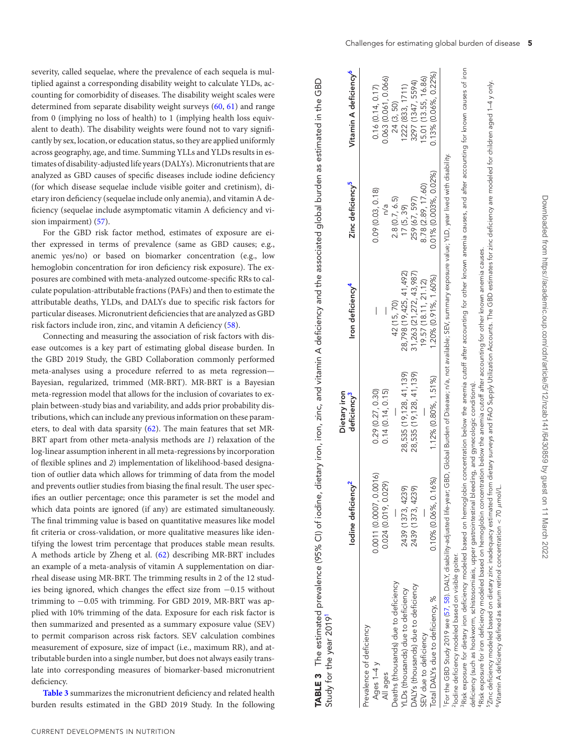severity, called sequelae, where the prevalence of each sequela is multiplied against a corresponding disability weight to calculate YLDs, accounting for comorbidity of diseases. The disability weight scales were determined from separate disability weight surveys (60, 61) and range from 0 (implying no loss of health) to 1 (implying health loss equivalent to death). The disability weights were found not to vary significantly by sex, location, or education status, so they are applied uniformly across geography, age, and time. Summing YLLs and YLDs results in estimates of disability-adjusted life years (DALYs). Micronutrients that are analyzed as GBD causes of specific diseases include iodine deficiency (for which disease sequelae include visible goiter and cretinism), dietary iron deficiency (sequelae include only anemia), and vitamin A deficiency (sequelae include asymptomatic vitamin A deficiency and vision impairment) (57).

For the GBD risk factor method, estimates of exposure are either expressed in terms of prevalence (same as GBD causes; e.g., anemic yes/no) or based on biomarker concentration (e.g., low hemoglobin concentration for iron deficiency risk exposure). The exposures are combined with meta-analyzed outcome-specific RRs to calculate population-attributable fractions (PAFs) and then to estimate the attributable deaths, YLDs, and DALYs due to specific risk factors for particular diseases. Micronutrient deficiencies that are analyzed as GBD risk factors include iron, zinc, and vitamin A deficiency (58).

Connecting and measuring the association of risk factors with disease outcomes is a key part of estimating global disease burden. In the GBD 2019 Study, the GBD Collaboration commonly performed meta-analyses using a procedure referred to as meta regression—Bayesian, regularized, trimmed (MR-BRT). MR-BRT is a Bayesian meta-regression model that allows for the inclusion of covariates to explain between-study bias and variability, and adds prior probability distributions, which can include any previous information on these parameters, to deal with data sparsity (62). The main features that set MR-BRT apart from other meta-analysis methods are *1*) relaxation of the log-linear assumption inherent in all meta-regressions by incorporation of flexible splines and *2*) implementation of likelihood-based designation of outlier data which allows for trimming of data from the model and prevents outlier studies from biasing the final result. The user specifies an outlier percentage; once this parameter is set the model and which data points are ignored (if any) are estimated simultaneously. The final trimming value is based on quantitative measures like model fit criteria or cross-validation, or more qualitative measures like identifying the lowest trim percentage that produces stable mean results. A methods article by Zheng et al. (62) describing MR-BRT includes an example of a meta-analysis of vitamin A supplementation on diarrheal disease using MR-BRT. The trimming results in 2 of the 12 studies being ignored, which changes the effect size from −0.15 without trimming to −0.05 with trimming. For GBD 2019, MR-BRT was applied with 10% trimming of the data. Exposure for each risk factor is then summarized and presented as a summary exposure value (SEV) to permit comparison across risk factors. SEV calculation combines measurement of exposure, size of impact (i.e., maximum RR), and attributable burden into a single number, but does not always easily translate into corresponding measures of biomarker-based micronutrient deficiency.

**Table 3** summarizes the micronutrient deficiency and related health burden results estimated in the GBD 2019 Study. In the following

**TABLE 3** The estimated prevalence (95% CI) of iodine, dietary iron, iron, zinc, and vitamin A deficiency and the associated global burden as estimated in the GBD Study for the year 2019[1]

| | Iodine deficiency[2] | Dietary iron deficiency[3] | Iron deficiency[4] | Zinc deficiency[5] | Vitamin A deficiency[6] |
|---|---|---|---|---|---|
| Prevalence of deficiency | | | | | |
| Ages 1–4 y | 0.0011 (0.0007, 0.0016) | 0.29 (0.27, 0.30) | — | 0.09 (0.03, 0.18) | 0.16 (0.14, 0.17) |
| All ages | 0.024 (0.019, 0.029) | 0.14 (0.14, 0.15) | — | n/a | 0.063 (0.061, 0.066) |
| Deaths (thousands) due to deficiency | — | — | 42 (15, 70) | 2.8 (0.7, 6.5) | 24 (3, 50) |
| YLDs (thousands) due to deficiency | 2439 (1373, 4239) | 28,535 (19,128, 41,139) | 28,798 (19,425, 41,492) | 17 (5, 39) | 1222 (833, 1711) |
| DALYs (thousands) due to deficiency | 2439 (1373, 4239) | 28,535 (19,128, 41,139) | 31,263 (21,272, 43,987) | 259 (67, 597) | 3297 (1347, 5594) |
| SEV due to deficiency | — | — | 19.57 (18.11, 21.12) | 8.78 (2.89, 17.60) | 15.01 (13.55, 16.86) |
| Total DALYs due to deficiency, % | 0.10% (0.06%, 0.16%) | 1.12% (0.80%, 1.51%) | 1.20% (0.91%, 1.60%) | 0.01% (0.003%, 0.02%) | 0.13% (0.06%, 0.22%) |

[1]For the GBD Study 2019 see (57, 58). DALY, disability-adjusted life-year; GBD, Global Burden of Disease; n/a, not available; SEV, summary exposure value; YLD, year lived with disability.
[2]Iodine deficiency modeled based on visible goiter.
[3]Risk exposure for dietary iron deficiency modeled based on hemoglobin concentration below the anemia cutoff after accounting for other known anemia causes, and after accounting for known causes of iron deficiency (such as hookworm, schistosomiasis, upper gastrointestinal bleeding, and gynecologic conditions).
[4]Risk exposure for iron deficiency modeled based on hemoglobin concentration below the anemia cutoff after accounting for other known anemia causes.
[5]Zinc deficiency modeled based on dietary zinc inadequacy estimated from dietary surveys and FAO Supply Utilization Accounts. The GBD estimates for zinc deficiency are modeled for children aged 1–4 y only.
[6]Vitamin A deficiency defined as serum retinol concentration < 70 μmol/L.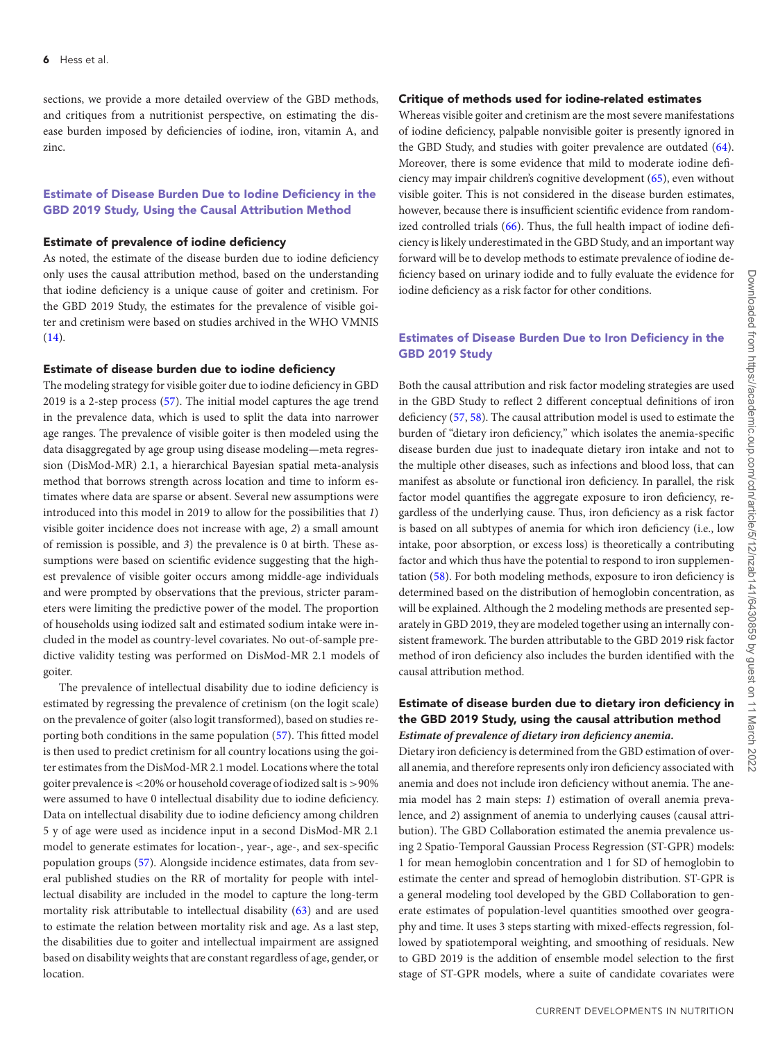sections, we provide a more detailed overview of the GBD methods, and critiques from a nutritionist perspective, on estimating the disease burden imposed by deficiencies of iodine, iron, vitamin A, and zinc.

## Estimate of Disease Burden Due to Iodine Deficiency in the GBD 2019 Study, Using the Causal Attribution Method

### Estimate of prevalence of iodine deficiency

As noted, the estimate of the disease burden due to iodine deficiency only uses the causal attribution method, based on the understanding that iodine deficiency is a unique cause of goiter and cretinism. For the GBD 2019 Study, the estimates for the prevalence of visible goiter and cretinism were based on studies archived in the WHO VMNIS (14).

### Estimate of disease burden due to iodine deficiency

The modeling strategy for visible goiter due to iodine deficiency in GBD 2019 is a 2-step process (57). The initial model captures the age trend in the prevalence data, which is used to split the data into narrower age ranges. The prevalence of visible goiter is then modeled using the data disaggregated by age group using disease modeling—meta regression (DisMod-MR) 2.1, a hierarchical Bayesian spatial meta-analysis method that borrows strength across location and time to inform estimates where data are sparse or absent. Several new assumptions were introduced into this model in 2019 to allow for the possibilities that *1*) visible goiter incidence does not increase with age, *2*) a small amount of remission is possible, and *3*) the prevalence is 0 at birth. These assumptions were based on scientific evidence suggesting that the highest prevalence of visible goiter occurs among middle-age individuals and were prompted by observations that the previous, stricter parameters were limiting the predictive power of the model. The proportion of households using iodized salt and estimated sodium intake were included in the model as country-level covariates. No out-of-sample predictive validity testing was performed on DisMod-MR 2.1 models of goiter.

The prevalence of intellectual disability due to iodine deficiency is estimated by regressing the prevalence of cretinism (on the logit scale) on the prevalence of goiter (also logit transformed), based on studies reporting both conditions in the same population (57). This fitted model is then used to predict cretinism for all country locations using the goiter estimates from the DisMod-MR 2.1 model. Locations where the total goiter prevalence is <20% or household coverage of iodized salt is >90% were assumed to have 0 intellectual disability due to iodine deficiency. Data on intellectual disability due to iodine deficiency among children 5 y of age were used as incidence input in a second DisMod-MR 2.1 model to generate estimates for location-, year-, age-, and sex-specific population groups (57). Alongside incidence estimates, data from several published studies on the RR of mortality for people with intellectual disability are included in the model to capture the long-term mortality risk attributable to intellectual disability (63) and are used to estimate the relation between mortality risk and age. As a last step, the disabilities due to goiter and intellectual impairment are assigned based on disability weights that are constant regardless of age, gender, or location.

### Critique of methods used for iodine-related estimates

Whereas visible goiter and cretinism are the most severe manifestations of iodine deficiency, palpable nonvisible goiter is presently ignored in the GBD Study, and studies with goiter prevalence are outdated (64). Moreover, there is some evidence that mild to moderate iodine deficiency may impair children's cognitive development (65), even without visible goiter. This is not considered in the disease burden estimates, however, because there is insufficient scientific evidence from randomized controlled trials (66). Thus, the full health impact of iodine deficiency is likely underestimated in the GBD Study, and an important way forward will be to develop methods to estimate prevalence of iodine deficiency based on urinary iodide and to fully evaluate the evidence for iodine deficiency as a risk factor for other conditions.

## Estimates of Disease Burden Due to Iron Deficiency in the GBD 2019 Study

Both the causal attribution and risk factor modeling strategies are used in the GBD Study to reflect 2 different conceptual definitions of iron deficiency (57, 58). The causal attribution model is used to estimate the burden of "dietary iron deficiency," which isolates the anemia-specific disease burden due just to inadequate dietary iron intake and not to the multiple other diseases, such as infections and blood loss, that can manifest as absolute or functional iron deficiency. In parallel, the risk factor model quantifies the aggregate exposure to iron deficiency, regardless of the underlying cause. Thus, iron deficiency as a risk factor is based on all subtypes of anemia for which iron deficiency (i.e., low intake, poor absorption, or excess loss) is theoretically a contributing factor and which thus have the potential to respond to iron supplementation (58). For both modeling methods, exposure to iron deficiency is determined based on the distribution of hemoglobin concentration, as will be explained. Although the 2 modeling methods are presented separately in GBD 2019, they are modeled together using an internally consistent framework. The burden attributable to the GBD 2019 risk factor method of iron deficiency also includes the burden identified with the causal attribution method.

### Estimate of disease burden due to dietary iron deficiency in the GBD 2019 Study, using the causal attribution method

#### *Estimate of prevalence of dietary iron deficiency anemia.*

Dietary iron deficiency is determined from the GBD estimation of overall anemia, and therefore represents only iron deficiency associated with anemia and does not include iron deficiency without anemia. The anemia model has 2 main steps: *1*) estimation of overall anemia prevalence, and *2*) assignment of anemia to underlying causes (causal attribution). The GBD Collaboration estimated the anemia prevalence using 2 Spatio-Temporal Gaussian Process Regression (ST-GPR) models: 1 for mean hemoglobin concentration and 1 for SD of hemoglobin to estimate the center and spread of hemoglobin distribution. ST-GPR is a general modeling tool developed by the GBD Collaboration to generate estimates of population-level quantities smoothed over geography and time. It uses 3 steps starting with mixed-effects regression, followed by spatiotemporal weighting, and smoothing of residuals. New to GBD 2019 is the addition of ensemble model selection to the first stage of ST-GPR models, where a suite of candidate covariates were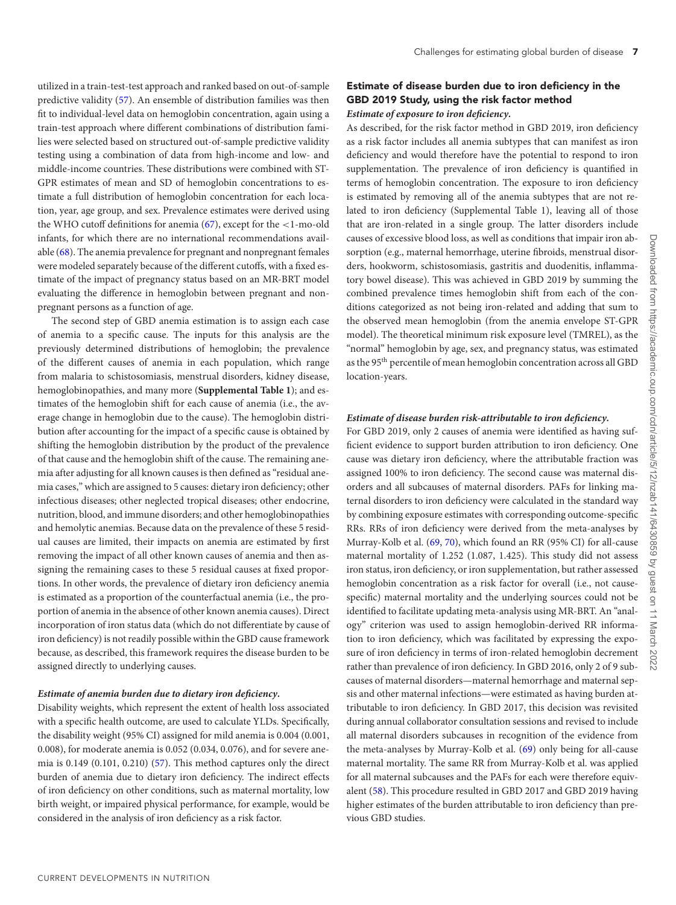utilized in a train-test-test approach and ranked based on out-of-sample predictive validity (57). An ensemble of distribution families was then fit to individual-level data on hemoglobin concentration, again using a train-test approach where different combinations of distribution families were selected based on structured out-of-sample predictive validity testing using a combination of data from high-income and low- and middle-income countries. These distributions were combined with ST-GPR estimates of mean and SD of hemoglobin concentrations to estimate a full distribution of hemoglobin concentration for each location, year, age group, and sex. Prevalence estimates were derived using the WHO cutoff definitions for anemia (67), except for the <1-mo-old infants, for which there are no international recommendations available (68). The anemia prevalence for pregnant and nonpregnant females were modeled separately because of the different cutoffs, with a fixed estimate of the impact of pregnancy status based on an MR-BRT model evaluating the difference in hemoglobin between pregnant and nonpregnant persons as a function of age.

The second step of GBD anemia estimation is to assign each case of anemia to a specific cause. The inputs for this analysis are the previously determined distributions of hemoglobin; the prevalence of the different causes of anemia in each population, which range from malaria to schistosomiasis, menstrual disorders, kidney disease, hemoglobinopathies, and many more (**Supplemental Table 1**); and estimates of the hemoglobin shift for each cause of anemia (i.e., the average change in hemoglobin due to the cause). The hemoglobin distribution after accounting for the impact of a specific cause is obtained by shifting the hemoglobin distribution by the product of the prevalence of that cause and the hemoglobin shift of the cause. The remaining anemia after adjusting for all known causes is then defined as "residual anemia cases," which are assigned to 5 causes: dietary iron deficiency; other infectious diseases; other neglected tropical diseases; other endocrine, nutrition, blood, and immune disorders; and other hemoglobinopathies and hemolytic anemias. Because data on the prevalence of these 5 residual causes are limited, their impacts on anemia are estimated by first removing the impact of all other known causes of anemia and then assigning the remaining cases to these 5 residual causes at fixed proportions. In other words, the prevalence of dietary iron deficiency anemia is estimated as a proportion of the counterfactual anemia (i.e., the proportion of anemia in the absence of other known anemia causes). Direct incorporation of iron status data (which do not differentiate by cause of iron deficiency) is not readily possible within the GBD cause framework because, as described, this framework requires the disease burden to be assigned directly to underlying causes.

#### *Estimate of anemia burden due to dietary iron deficiency.*

Disability weights, which represent the extent of health loss associated with a specific health outcome, are used to calculate YLDs. Specifically, the disability weight (95% CI) assigned for mild anemia is 0.004 (0.001, 0.008), for moderate anemia is 0.052 (0.034, 0.076), and for severe anemia is 0.149 (0.101, 0.210) (57). This method captures only the direct burden of anemia due to dietary iron deficiency. The indirect effects of iron deficiency on other conditions, such as maternal mortality, low birth weight, or impaired physical performance, for example, would be considered in the analysis of iron deficiency as a risk factor.

### Estimate of disease burden due to iron deficiency in the GBD 2019 Study, using the risk factor method

#### *Estimate of exposure to iron deficiency.*

As described, for the risk factor method in GBD 2019, iron deficiency as a risk factor includes all anemia subtypes that can manifest as iron deficiency and would therefore have the potential to respond to iron supplementation. The prevalence of iron deficiency is quantified in terms of hemoglobin concentration. The exposure to iron deficiency is estimated by removing all of the anemia subtypes that are not related to iron deficiency (Supplemental Table 1), leaving all of those that are iron-related in a single group. The latter disorders include causes of excessive blood loss, as well as conditions that impair iron absorption (e.g., maternal hemorrhage, uterine fibroids, menstrual disorders, hookworm, schistosomiasis, gastritis and duodenitis, inflammatory bowel disease). This was achieved in GBD 2019 by summing the combined prevalence times hemoglobin shift from each of the conditions categorized as not being iron-related and adding that sum to the observed mean hemoglobin (from the anemia envelope ST-GPR model). The theoretical minimum risk exposure level (TMREL), as the "normal" hemoglobin by age, sex, and pregnancy status, was estimated as the 95$^{th}$ percentile of mean hemoglobin concentration across all GBD location-years.

#### *Estimate of disease burden risk-attributable to iron deficiency.*

For GBD 2019, only 2 causes of anemia were identified as having sufficient evidence to support burden attribution to iron deficiency. One cause was dietary iron deficiency, where the attributable fraction was assigned 100% to iron deficiency. The second cause was maternal disorders and all subcauses of maternal disorders. PAFs for linking maternal disorders to iron deficiency were calculated in the standard way by combining exposure estimates with corresponding outcome-specific RRs. RRs of iron deficiency were derived from the meta-analyses by Murray-Kolb et al. (69, 70), which found an RR (95% CI) for all-cause maternal mortality of 1.252 (1.087, 1.425). This study did not assess iron status, iron deficiency, or iron supplementation, but rather assessed hemoglobin concentration as a risk factor for overall (i.e., not cause-specific) maternal mortality and the underlying sources could not be identified to facilitate updating meta-analysis using MR-BRT. An "analogy" criterion was used to assign hemoglobin-derived RR information to iron deficiency, which was facilitated by expressing the exposure of iron deficiency in terms of iron-related hemoglobin decrement rather than prevalence of iron deficiency. In GBD 2016, only 2 of 9 subcauses of maternal disorders—maternal hemorrhage and maternal sepsis and other maternal infections—were estimated as having burden attributable to iron deficiency. In GBD 2017, this decision was revisited during annual collaborator consultation sessions and revised to include all maternal disorders subcauses in recognition of the evidence from the meta-analyses by Murray-Kolb et al. (69) only being for all-cause maternal mortality. The same RR from Murray-Kolb et al. was applied for all maternal subcauses and the PAFs for each were therefore equivalent (58). This procedure resulted in GBD 2017 and GBD 2019 having higher estimates of the burden attributable to iron deficiency than previous GBD studies.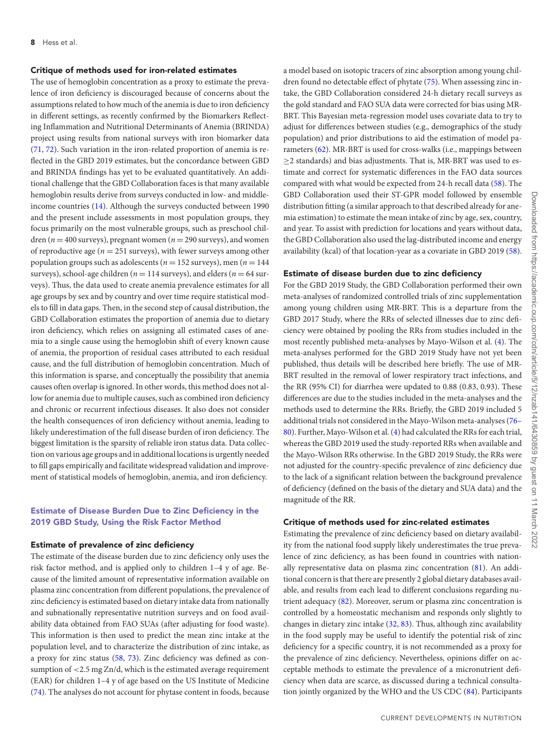### Critique of methods used for iron-related estimates

The use of hemoglobin concentration as a proxy to estimate the prevalence of iron deficiency is discouraged because of concerns about the assumptions related to how much of the anemia is due to iron deficiency in different settings, as recently confirmed by the Biomarkers Reflecting Inflammation and Nutritional Determinants of Anemia (BRINDA) project using results from national surveys with iron biomarker data (71, 72). Such variation in the iron-related proportion of anemia is reflected in the GBD 2019 estimates, but the concordance between GBD and BRINDA findings has yet to be evaluated quantitatively. An additional challenge that the GBD Collaboration faces is that many available hemoglobin results derive from surveys conducted in low- and middle-income countries (14). Although the surveys conducted between 1990 and the present include assessments in most population groups, they focus primarily on the most vulnerable groups, such as preschool children ($n = 400$ surveys), pregnant women ($n = 290$ surveys), and women of reproductive age ($n = 251$ surveys), with fewer surveys among other population groups such as adolescents ($n = 152$ surveys), men ($n = 144$ surveys), school-age children ($n = 114$ surveys), and elders ($n = 64$ surveys). Thus, the data used to create anemia prevalence estimates for all age groups by sex and by country and over time require statistical models to fill in data gaps. Then, in the second step of causal distribution, the GBD Collaboration estimates the proportion of anemia due to dietary iron deficiency, which relies on assigning all estimated cases of anemia to a single cause using the hemoglobin shift of every known cause of anemia, the proportion of residual cases attributed to each residual cause, and the full distribution of hemoglobin concentration. Much of this information is sparse, and conceptually the possibility that anemia causes often overlap is ignored. In other words, this method does not allow for anemia due to multiple causes, such as combined iron deficiency and chronic or recurrent infectious diseases. It also does not consider the health consequences of iron deficiency without anemia, leading to likely underestimation of the full disease burden of iron deficiency. The biggest limitation is the sparsity of reliable iron status data. Data collection on various age groups and in additional locations is urgently needed to fill gaps empirically and facilitate widespread validation and improvement of statistical models of hemoglobin, anemia, and iron deficiency.

## Estimate of Disease Burden Due to Zinc Deficiency in the 2019 GBD Study, Using the Risk Factor Method

### Estimate of prevalence of zinc deficiency

The estimate of the disease burden due to zinc deficiency only uses the risk factor method, and is applied only to children 1–4 y of age. Because of the limited amount of representative information available on plasma zinc concentration from different populations, the prevalence of zinc deficiency is estimated based on dietary intake data from nationally and subnationally representative nutrition surveys and on food availability data obtained from FAO SUAs (after adjusting for food waste). This information is then used to predict the mean zinc intake at the population level, and to characterize the distribution of zinc intake, as a proxy for zinc status (58, 73). Zinc deficiency was defined as consumption of <2.5 mg Zn/d, which is the estimated average requirement (EAR) for children 1–4 y of age based on the US Institute of Medicine (74). The analyses do not account for phytase content in foods, because a model based on isotopic tracers of zinc absorption among young children found no detectable effect of phytate (75). When assessing zinc intake, the GBD Collaboration considered 24-h dietary recall surveys as the gold standard and FAO SUA data were corrected for bias using MR-BRT. This Bayesian meta-regression model uses covariate data to try to adjust for differences between studies (e.g., demographics of the study population) and prior distributions to aid the estimation of model parameters (62). MR-BRT is used for cross-walks (i.e., mappings between ≥2 standards) and bias adjustments. That is, MR-BRT was used to estimate and correct for systematic differences in the FAO data sources compared with what would be expected from 24-h recall data (58). The GBD Collaboration used their ST-GPR model followed by ensemble distribution fitting (a similar approach to that described already for anemia estimation) to estimate the mean intake of zinc by age, sex, country, and year. To assist with prediction for locations and years without data, the GBD Collaboration also used the lag-distributed income and energy availability (kcal) of that location-year as a covariate in GBD 2019 (58).

### Estimate of disease burden due to zinc deficiency

For the GBD 2019 Study, the GBD Collaboration performed their own meta-analyses of randomized controlled trials of zinc supplementation among young children using MR-BRT. This is a departure from the GBD 2017 Study, where the RRs of selected illnesses due to zinc deficiency were obtained by pooling the RRs from studies included in the most recently published meta-analyses by Mayo-Wilson et al. (4). The meta-analyses performed for the GBD 2019 Study have not yet been published, thus details will be described here briefly. The use of MR-BRT resulted in the removal of lower respiratory tract infections, and the RR (95% CI) for diarrhea were updated to 0.88 (0.83, 0.93). These differences are due to the studies included in the meta-analyses and the methods used to determine the RRs. Briefly, the GBD 2019 included 5 additional trials not considered in the Mayo-Wilson meta-analyses (76–80). Further, Mayo-Wilson et al. (4) had calculated the RRs for each trial, whereas the GBD 2019 used the study-reported RRs when available and the Mayo-Wilson RRs otherwise. In the GBD 2019 Study, the RRs were not adjusted for the country-specific prevalence of zinc deficiency due to the lack of a significant relation between the background prevalence of deficiency (defined on the basis of the dietary and SUA data) and the magnitude of the RR.

### Critique of methods used for zinc-related estimates

Estimating the prevalence of zinc deficiency based on dietary availability from the national food supply likely underestimates the true prevalence of zinc deficiency, as has been found in countries with nationally representative data on plasma zinc concentration (81). An additional concern is that there are presently 2 global dietary databases available, and results from each lead to different conclusions regarding nutrient adequacy (82). Moreover, serum or plasma zinc concentration is controlled by a homeostatic mechanism and responds only slightly to changes in dietary zinc intake (32, 83). Thus, although zinc availability in the food supply may be useful to identify the potential risk of zinc deficiency for a specific country, it is not recommended as a proxy for the prevalence of zinc deficiency. Nevertheless, opinions differ on acceptable methods to estimate the prevalence of a micronutrient deficiency when data are scarce, as discussed during a technical consultation jointly organized by the WHO and the US CDC (84). Participants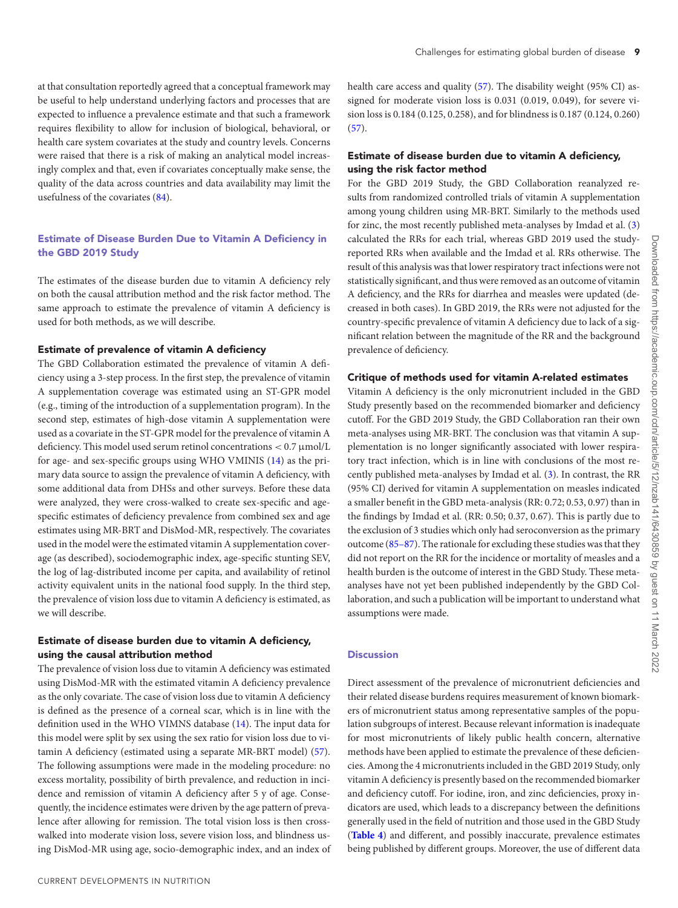at that consultation reportedly agreed that a conceptual framework may be useful to help understand underlying factors and processes that are expected to influence a prevalence estimate and that such a framework requires flexibility to allow for inclusion of biological, behavioral, or health care system covariates at the study and country levels. Concerns were raised that there is a risk of making an analytical model increasingly complex and that, even if covariates conceptually make sense, the quality of the data across countries and data availability may limit the usefulness of the covariates (84).

## Estimate of Disease Burden Due to Vitamin A Deficiency in the GBD 2019 Study

The estimates of the disease burden due to vitamin A deficiency rely on both the causal attribution method and the risk factor method. The same approach to estimate the prevalence of vitamin A deficiency is used for both methods, as we will describe.

### Estimate of prevalence of vitamin A deficiency

The GBD Collaboration estimated the prevalence of vitamin A deficiency using a 3-step process. In the first step, the prevalence of vitamin A supplementation coverage was estimated using an ST-GPR model (e.g., timing of the introduction of a supplementation program). In the second step, estimates of high-dose vitamin A supplementation were used as a covariate in the ST-GPR model for the prevalence of vitamin A deficiency. This model used serum retinol concentrations $< 0.7$ µmol/L for age- and sex-specific groups using WHO VMINIS (14) as the primary data source to assign the prevalence of vitamin A deficiency, with some additional data from DHSs and other surveys. Before these data were analyzed, they were cross-walked to create sex-specific and age-specific estimates of deficiency prevalence from combined sex and age estimates using MR-BRT and DisMod-MR, respectively. The covariates used in the model were the estimated vitamin A supplementation coverage (as described), sociodemographic index, age-specific stunting SEV, the log of lag-distributed income per capita, and availability of retinol activity equivalent units in the national food supply. In the third step, the prevalence of vision loss due to vitamin A deficiency is estimated, as we will describe.

### Estimate of disease burden due to vitamin A deficiency, using the causal attribution method

The prevalence of vision loss due to vitamin A deficiency was estimated using DisMod-MR with the estimated vitamin A deficiency prevalence as the only covariate. The case of vision loss due to vitamin A deficiency is defined as the presence of a corneal scar, which is in line with the definition used in the WHO VIMNS database (14). The input data for this model were split by sex using the sex ratio for vision loss due to vitamin A deficiency (estimated using a separate MR-BRT model) (57). The following assumptions were made in the modeling procedure: no excess mortality, possibility of birth prevalence, and reduction in incidence and remission of vitamin A deficiency after 5 y of age. Consequently, the incidence estimates were driven by the age pattern of prevalence after allowing for remission. The total vision loss is then cross-walked into moderate vision loss, severe vision loss, and blindness using DisMod-MR using age, socio-demographic index, and an index of health care access and quality (57). The disability weight (95% CI) assigned for moderate vision loss is 0.031 (0.019, 0.049), for severe vision loss is 0.184 (0.125, 0.258), and for blindness is 0.187 (0.124, 0.260) (57).

### Estimate of disease burden due to vitamin A deficiency, using the risk factor method

For the GBD 2019 Study, the GBD Collaboration reanalyzed results from randomized controlled trials of vitamin A supplementation among young children using MR-BRT. Similarly to the methods used for zinc, the most recently published meta-analyses by Imdad et al. (3) calculated the RRs for each trial, whereas GBD 2019 used the study-reported RRs when available and the Imdad et al. RRs otherwise. The result of this analysis was that lower respiratory tract infections were not statistically significant, and thus were removed as an outcome of vitamin A deficiency, and the RRs for diarrhea and measles were updated (decreased in both cases). In GBD 2019, the RRs were not adjusted for the country-specific prevalence of vitamin A deficiency due to lack of a significant relation between the magnitude of the RR and the background prevalence of deficiency.

### Critique of methods used for vitamin A-related estimates

Vitamin A deficiency is the only micronutrient included in the GBD Study presently based on the recommended biomarker and deficiency cutoff. For the GBD 2019 Study, the GBD Collaboration ran their own meta-analyses using MR-BRT. The conclusion was that vitamin A supplementation is no longer significantly associated with lower respiratory tract infection, which is in line with conclusions of the most recently published meta-analyses by Imdad et al. (3). In contrast, the RR (95% CI) derived for vitamin A supplementation on measles indicated a smaller benefit in the GBD meta-analysis (RR: 0.72; 0.53, 0.97) than in the findings by Imdad et al. (RR: 0.50; 0.37, 0.67). This is partly due to the exclusion of 3 studies which only had seroconversion as the primary outcome (85–87). The rationale for excluding these studies was that they did not report on the RR for the incidence or mortality of measles and a health burden is the outcome of interest in the GBD Study. These meta-analyses have not yet been published independently by the GBD Collaboration, and such a publication will be important to understand what assumptions were made.

## Discussion

Direct assessment of the prevalence of micronutrient deficiencies and their related disease burdens requires measurement of known biomarkers of micronutrient status among representative samples of the population subgroups of interest. Because relevant information is inadequate for most micronutrients of likely public health concern, alternative methods have been applied to estimate the prevalence of these deficiencies. Among the 4 micronutrients included in the GBD 2019 Study, only vitamin A deficiency is presently based on the recommended biomarker and deficiency cutoff. For iodine, iron, and zinc deficiencies, proxy indicators are used, which leads to a discrepancy between the definitions generally used in the field of nutrition and those used in the GBD Study (**Table 4**) and different, and possibly inaccurate, prevalence estimates being published by different groups. Moreover, the use of different data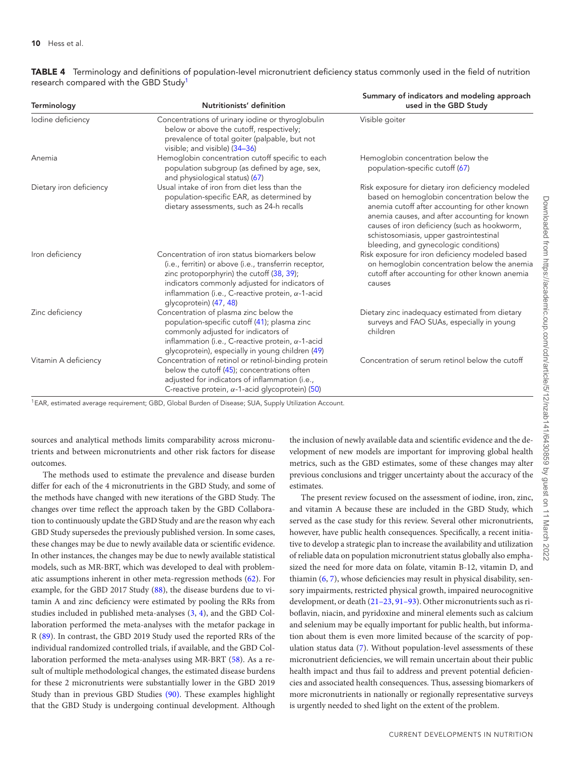**TABLE 4** Terminology and definitions of population-level micronutrient deficiency status commonly used in the field of nutrition research compared with the GBD Study[1]

| Terminology | Nutritionists' definition | Summary of indicators and modeling approach used in the GBD Study |
|---|---|---|
| Iodine deficiency | Concentrations of urinary iodine or thyroglobulin below or above the cutoff, respectively; prevalence of total goiter (palpable, but not visible; and visible) (34–36) | Visible goiter |
| Anemia | Hemoglobin concentration cutoff specific to each population subgroup (as defined by age, sex, and physiological status) (67) | Hemoglobin concentration below the population-specific cutoff (67) |
| Dietary iron deficiency | Usual intake of iron from diet less than the population-specific EAR, as determined by dietary assessments, such as 24-h recalls | Risk exposure for dietary iron deficiency modeled based on hemoglobin concentration below the anemia cutoff after accounting for other known anemia causes, and after accounting for known causes of iron deficiency (such as hookworm, schistosomiasis, upper gastrointestinal bleeding, and gynecologic conditions) |
| Iron deficiency | Concentration of iron status biomarkers below (i.e., ferritin) or above (i.e., transferrin receptor, zinc protoporphyrin) the cutoff (38, 39); indicators commonly adjusted for indicators of inflammation (i.e., C-reactive protein, α-1-acid glycoprotein) (47, 48) | Risk exposure for iron deficiency modeled based on hemoglobin concentration below the anemia cutoff after accounting for other known anemia causes |
| Zinc deficiency | Concentration of plasma zinc below the population-specific cutoff (41); plasma zinc commonly adjusted for indicators of inflammation (i.e., C-reactive protein, α-1-acid glycoprotein), especially in young children (49) | Dietary zinc inadequacy estimated from dietary surveys and FAO SUAs, especially in young children |
| Vitamin A deficiency | Concentration of retinol or retinol-binding protein below the cutoff (45); concentrations often adjusted for indicators of inflammation (i.e., C-reactive protein, α-1-acid glycoprotein) (50) | Concentration of serum retinol below the cutoff |

[1] EAR, estimated average requirement; GBD, Global Burden of Disease; SUA, Supply Utilization Account.

sources and analytical methods limits comparability across micronutrients and between micronutrients and other risk factors for disease outcomes.

The methods used to estimate the prevalence and disease burden differ for each of the 4 micronutrients in the GBD Study, and some of the methods have changed with new iterations of the GBD Study. The changes over time reflect the approach taken by the GBD Collaboration to continuously update the GBD Study and are the reason why each GBD Study supersedes the previously published version. In some cases, these changes may be due to newly available data or scientific evidence. In other instances, the changes may be due to newly available statistical models, such as MR-BRT, which was developed to deal with problematic assumptions inherent in other meta-regression methods (62). For example, for the GBD 2017 Study (88), the disease burdens due to vitamin A and zinc deficiency were estimated by pooling the RRs from studies included in published meta-analyses (3, 4), and the GBD Collaboration performed the meta-analyses with the metafor package in R (89). In contrast, the GBD 2019 Study used the reported RRs of the individual randomized controlled trials, if available, and the GBD Collaboration performed the meta-analyses using MR-BRT (58). As a result of multiple methodological changes, the estimated disease burdens for these 2 micronutrients were substantially lower in the GBD 2019 Study than in previous GBD Studies (90). These examples highlight that the GBD Study is undergoing continual development. Although the inclusion of newly available data and scientific evidence and the development of new models are important for improving global health metrics, such as the GBD estimates, some of these changes may alter previous conclusions and trigger uncertainty about the accuracy of the estimates.

The present review focused on the assessment of iodine, iron, zinc, and vitamin A because these are included in the GBD Study, which served as the case study for this review. Several other micronutrients, however, have public health consequences. Specifically, a recent initiative to develop a strategic plan to increase the availability and utilization of reliable data on population micronutrient status globally also emphasized the need for more data on folate, vitamin B-12, vitamin D, and thiamin (6, 7), whose deficiencies may result in physical disability, sensory impairments, restricted physical growth, impaired neurocognitive development, or death (21–23, 91–93). Other micronutrients such as riboflavin, niacin, and pyridoxine and mineral elements such as calcium and selenium may be equally important for public health, but information about them is even more limited because of the scarcity of population status data (7). Without population-level assessments of these micronutrient deficiencies, we will remain uncertain about their public health impact and thus fail to address and prevent potential deficiencies and associated health consequences. Thus, assessing biomarkers of more micronutrients in nationally or regionally representative surveys is urgently needed to shed light on the extent of the problem.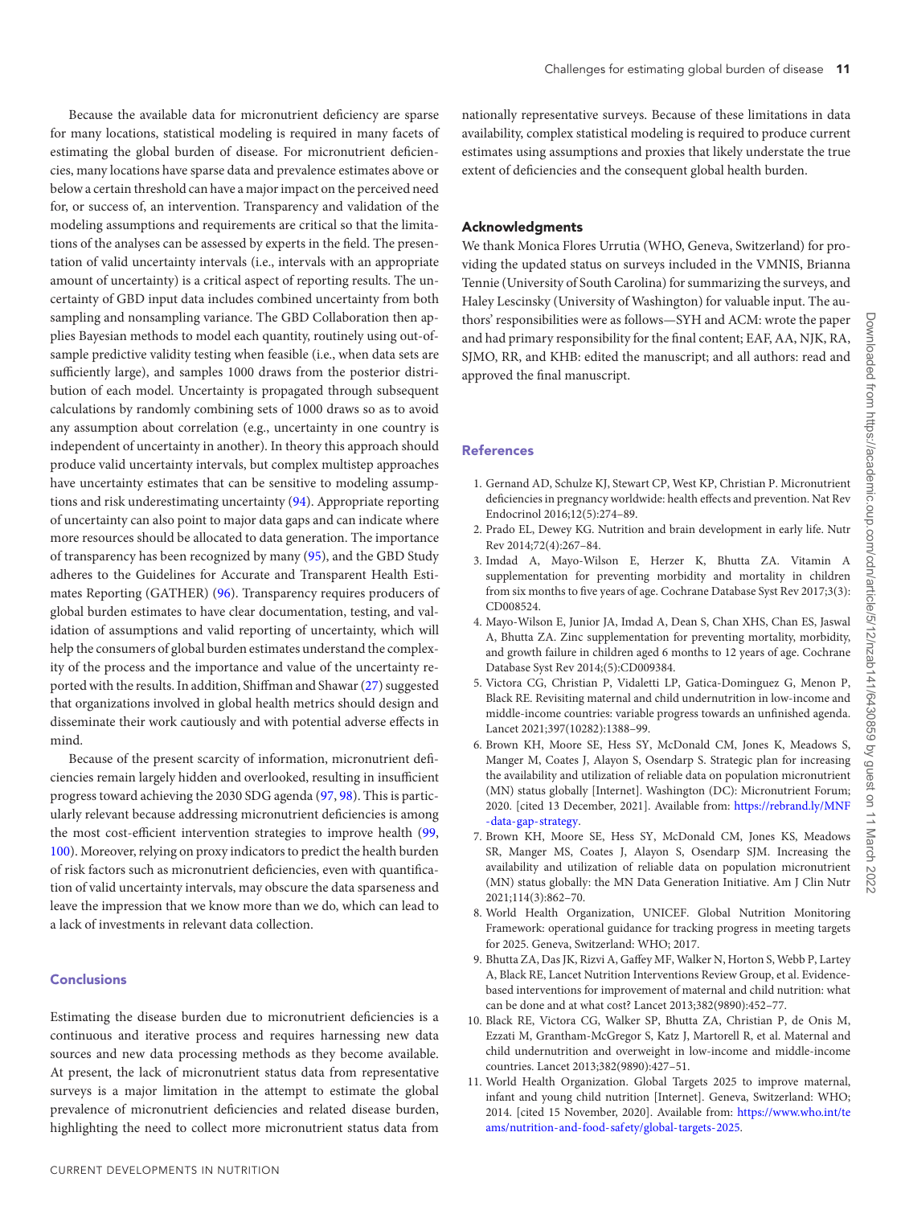Because the available data for micronutrient deficiency are sparse for many locations, statistical modeling is required in many facets of estimating the global burden of disease. For micronutrient deficiencies, many locations have sparse data and prevalence estimates above or below a certain threshold can have a major impact on the perceived need for, or success of, an intervention. Transparency and validation of the modeling assumptions and requirements are critical so that the limitations of the analyses can be assessed by experts in the field. The presentation of valid uncertainty intervals (i.e., intervals with an appropriate amount of uncertainty) is a critical aspect of reporting results. The uncertainty of GBD input data includes combined uncertainty from both sampling and nonsampling variance. The GBD Collaboration then applies Bayesian methods to model each quantity, routinely using out-of-sample predictive validity testing when feasible (i.e., when data sets are sufficiently large), and samples 1000 draws from the posterior distribution of each model. Uncertainty is propagated through subsequent calculations by randomly combining sets of 1000 draws so as to avoid any assumption about correlation (e.g., uncertainty in one country is independent of uncertainty in another). In theory this approach should produce valid uncertainty intervals, but complex multistep approaches have uncertainty estimates that can be sensitive to modeling assumptions and risk underestimating uncertainty (94). Appropriate reporting of uncertainty can also point to major data gaps and can indicate where more resources should be allocated to data generation. The importance of transparency has been recognized by many (95), and the GBD Study adheres to the Guidelines for Accurate and Transparent Health Estimates Reporting (GATHER) (96). Transparency requires producers of global burden estimates to have clear documentation, testing, and validation of assumptions and valid reporting of uncertainty, which will help the consumers of global burden estimates understand the complexity of the process and the importance and value of the uncertainty reported with the results. In addition, Shiffman and Shawar (27) suggested that organizations involved in global health metrics should design and disseminate their work cautiously and with potential adverse effects in mind.

Because of the present scarcity of information, micronutrient deficiencies remain largely hidden and overlooked, resulting in insufficient progress toward achieving the 2030 SDG agenda (97, 98). This is particularly relevant because addressing micronutrient deficiencies is among the most cost-efficient intervention strategies to improve health (99, 100). Moreover, relying on proxy indicators to predict the health burden of risk factors such as micronutrient deficiencies, even with quantification of valid uncertainty intervals, may obscure the data sparseness and leave the impression that we know more than we do, which can lead to a lack of investments in relevant data collection.

## Conclusions

Estimating the disease burden due to micronutrient deficiencies is a continuous and iterative process and requires harnessing new data sources and new data processing methods as they become available. At present, the lack of micronutrient status data from representative surveys is a major limitation in the attempt to estimate the global prevalence of micronutrient deficiencies and related disease burden, highlighting the need to collect more micronutrient status data from nationally representative surveys. Because of these limitations in data availability, complex statistical modeling is required to produce current estimates using assumptions and proxies that likely understate the true extent of deficiencies and the consequent global health burden.

## Acknowledgments

We thank Monica Flores Urrutia (WHO, Geneva, Switzerland) for providing the updated status on surveys included in the VMNIS, Brianna Tennie (University of South Carolina) for summarizing the surveys, and Haley Lescinsky (University of Washington) for valuable input. The authors' responsibilities were as follows—SYH and ACM: wrote the paper and had primary responsibility for the final content; EAF, AA, NJK, RA, SJMO, RR, and KHB: edited the manuscript; and all authors: read and approved the final manuscript.

## References

1. Gernand AD, Schulze KJ, Stewart CP, West KP, Christian P. Micronutrient deficiencies in pregnancy worldwide: health effects and prevention. Nat Rev Endocrinol 2016;12(5):274–89.
2. Prado EL, Dewey KG. Nutrition and brain development in early life. Nutr Rev 2014;72(4):267–84.
3. Imdad A, Mayo-Wilson E, Herzer K, Bhutta ZA. Vitamin A supplementation for preventing morbidity and mortality in children from six months to five years of age. Cochrane Database Syst Rev 2017;3(3):CD008524.
4. Mayo-Wilson E, Junior JA, Imdad A, Dean S, Chan XHS, Chan ES, Jaswal A, Bhutta ZA. Zinc supplementation for preventing mortality, morbidity, and growth failure in children aged 6 months to 12 years of age. Cochrane Database Syst Rev 2014;(5):CD009384.
5. Victora CG, Christian P, Vidaletti LP, Gatica-Dominguez G, Menon P, Black RE. Revisiting maternal and child undernutrition in low-income and middle-income countries: variable progress towards an unfinished agenda. Lancet 2021;397(10282):1388–99.
6. Brown KH, Moore SE, Hess SY, McDonald CM, Jones K, Meadows S, Manger M, Coates J, Alayon S, Osendarp S. Strategic plan for increasing the availability and utilization of reliable data on population micronutrient (MN) status globally [Internet]. Washington (DC): Micronutrient Forum; 2020. [cited 13 December, 2021]. Available from: https://rebrand.ly/MNF-data-gap-strategy.
7. Brown KH, Moore SE, Hess SY, McDonald CM, Jones KS, Meadows SR, Manger MS, Coates J, Alayon S, Osendarp SJM. Increasing the availability and utilization of reliable data on population micronutrient (MN) status globally: the MN Data Generation Initiative. Am J Clin Nutr 2021;114(3):862–70.
8. World Health Organization, UNICEF. Global Nutrition Monitoring Framework: operational guidance for tracking progress in meeting targets for 2025. Geneva, Switzerland: WHO; 2017.
9. Bhutta ZA, Das JK, Rizvi A, Gaffey MF, Walker N, Horton S, Webb P, Lartey A, Black RE, Lancet Nutrition Interventions Review Group, et al. Evidence-based interventions for improvement of maternal and child nutrition: what can be done and at what cost? Lancet 2013;382(9890):452–77.
10. Black RE, Victora CG, Walker SP, Bhutta ZA, Christian P, de Onis M, Ezzati M, Grantham-McGregor S, Katz J, Martorell R, et al. Maternal and child undernutrition and overweight in low-income and middle-income countries. Lancet 2013;382(9890):427–51.
11. World Health Organization. Global Targets 2025 to improve maternal, infant and young child nutrition [Internet]. Geneva, Switzerland: WHO; 2014. [cited 15 November, 2020]. Available from: https://www.who.int/teams/nutrition-and-food-safety/global-targets-2025.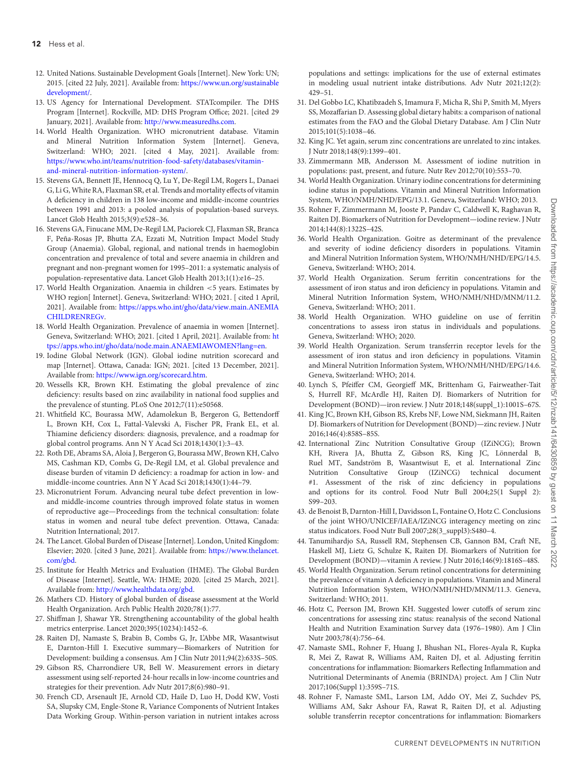12. United Nations. Sustainable Development Goals [Internet]. New York: UN; 2015. [cited 22 July, 2021]. Available from: https://www.un.org/sustainabledevelopment/.
13. US Agency for International Development. STATcompiler. The DHS Program [Internet]. Rockville, MD: DHS Program Office; 2021. [cited 29 January, 2021]. Available from: http://www.measuredhs.com.
14. World Health Organization. WHO micronutrient database. Vitamin and Mineral Nutrition Information System [Internet]. Geneva, Switzerland: WHO; 2021. [cited 4 May, 2021]. Available from: https://www.who.int/teams/nutrition-food-safety/databases/vitamin-and-mineral-nutrition-information-system/.
15. Stevens GA, Bennett JE, Hennocq Q, Lu Y, De-Regil LM, Rogers L, Danaei G, Li G, White RA, Flaxman SR, et al. Trends and mortality effects of vitamin A deficiency in children in 138 low-income and middle-income countries between 1991 and 2013: a pooled analysis of population-based surveys. Lancet Glob Health 2015;3(9):e528–36.
16. Stevens GA, Finucane MM, De-Regil LM, Paciorek CJ, Flaxman SR, Branca F, Peña-Rosas JP, Bhutta ZA, Ezzati M, Nutrition Impact Model Study Group (Anaemia). Global, regional, and national trends in haemoglobin concentration and prevalence of total and severe anaemia in children and pregnant and non-pregnant women for 1995–2011: a systematic analysis of population-representative data. Lancet Glob Health 2013;1(1):e16–25.
17. World Health Organization. Anaemia in children <5 years. Estimates by WHO region[ Internet]. Geneva, Switzerland: WHO; 2021. [ cited 1 April, 2021]. Available from: https://apps.who.int/gho/data/view.main.ANEMIACHILDRENREGv.
18. World Health Organization. Prevalence of anaemia in women [Internet]. Geneva, Switzerland: WHO; 2021. [cited 1 April, 2021]. Available from: https://apps.who.int/gho/data/node.main.ANAEMIAWOMEN?lang=en.
19. Iodine Global Network (IGN). Global iodine nutrition scorecard and map [Internet]. Ottawa, Canada: IGN; 2021. [cited 13 December, 2021]. Available from: https://www.ign.org/scorecard.htm.
20. Wessells KR, Brown KH. Estimating the global prevalence of zinc deficiency: results based on zinc availability in national food supplies and the prevalence of stunting. PLoS One 2012;7(11):e50568.
21. Whitfield KC, Bourassa MW, Adamolekun B, Bergeron G, Bettendorff L, Brown KH, Cox L, Fattal-Valevski A, Fischer PR, Frank EL, et al. Thiamine deficiency disorders: diagnosis, prevalence, and a roadmap for global control programs. Ann N Y Acad Sci 2018;1430(1):3–43.
22. Roth DE, Abrams SA, Aloia J, Bergeron G, Bourassa MW, Brown KH, Calvo MS, Cashman KD, Combs G, De-Regil LM, et al. Global prevalence and disease burden of vitamin D deficiency: a roadmap for action in low- and middle-income countries. Ann N Y Acad Sci 2018;1430(1):44–79.
23. Micronutrient Forum. Advancing neural tube defect prevention in low- and middle-income countries through improved folate status in women of reproductive age—Proceedings from the technical consultation: folate status in women and neural tube defect prevention. Ottawa, Canada: Nutrition International; 2017.
24. The Lancet. Global Burden of Disease [Internet]. London, United Kingdom: Elsevier; 2020. [cited 3 June, 2021]. Available from: https://www.thelancet.com/gbd.
25. Institute for Health Metrics and Evaluation (IHME). The Global Burden of Disease [Internet]. Seattle, WA: IHME; 2020. [cited 25 March, 2021]. Available from: http://www.healthdata.org/gbd.
26. Mathers CD. History of global burden of disease assessment at the World Health Organization. Arch Public Health 2020;78(1):77.
27. Shiffman J, Shawar YR. Strengthening accountability of the global health metrics enterprise. Lancet 2020;395(10234):1452–6.
28. Raiten DJ, Namaste S, Brabin B, Combs G, Jr, L'Abbe MR, Wasantwisut E, Darnton-Hill I. Executive summary—Biomarkers of Nutrition for Development: building a consensus. Am J Clin Nutr 2011;94(2):633S–50S.
29. Gibson RS, Charrondiere UR, Bell W. Measurement errors in dietary assessment using self-reported 24-hour recalls in low-income countries and strategies for their prevention. Adv Nutr 2017;8(6):980–91.
30. French CD, Arsenault JE, Arnold CD, Haile D, Luo H, Dodd KW, Vosti SA, Slupsky CM, Engle-Stone R, Variance Components of Nutrient Intakes Data Working Group. Within-person variation in nutrient intakes across populations and settings: implications for the use of external estimates in modeling usual nutrient intake distributions. Adv Nutr 2021;12(2): 429–51.
31. Del Gobbo LC, Khatibzadeh S, Imamura F, Micha R, Shi P, Smith M, Myers SS, Mozaffarian D. Assessing global dietary habits: a comparison of national estimates from the FAO and the Global Dietary Database. Am J Clin Nutr 2015;101(5):1038–46.
32. King JC. Yet again, serum zinc concentrations are unrelated to zinc intakes. J Nutr 2018;148(9):1399–401.
33. Zimmermann MB, Andersson M. Assessment of iodine nutrition in populations: past, present, and future. Nutr Rev 2012;70(10):553–70.
34. World Health Organization. Urinary iodine concentrations for determining iodine status in populations. Vitamin and Mineral Nutrition Information System, WHO/NMH/NHD/EPG/13.1. Geneva, Switzerland: WHO; 2013.
35. Rohner F, Zimmermann M, Jooste P, Pandav C, Caldwell K, Raghavan R, Raiten DJ. Biomarkers of Nutrition for Development—iodine review. J Nutr 2014;144(8):1322S–42S.
36. World Health Organization. Goitre as determinant of the prevalence and severity of iodine deficiency disorders in populations. Vitamin and Mineral Nutrition Information System, WHO/NMH/NHD/EPG/14.5. Geneva, Switzerland: WHO; 2014.
37. World Health Organization. Serum ferritin concentrations for the assessment of iron status and iron deficiency in populations. Vitamin and Mineral Nutrition Information System, WHO/NMH/NHD/MNM/11.2. Geneva, Switzerland: WHO; 2011.
38. World Health Organization. WHO guideline on use of ferritin concentrations to assess iron status in individuals and populations. Geneva, Switzerland: WHO; 2020.
39. World Health Organization. Serum transferrin receptor levels for the assessment of iron status and iron deficiency in populations. Vitamin and Mineral Nutrition Information System, WHO/NMH/NHD/EPG/14.6. Geneva, Switzerland: WHO; 2014.
40. Lynch S, Pfeiffer CM, Georgieff MK, Brittenham G, Fairweather-Tait S, Hurrell RF, McArdle HJ, Raiten DJ. Biomarkers of Nutrition for Development (BOND)—iron review. J Nutr 2018;148(suppl_1):1001S–67S.
41. King JC, Brown KH, Gibson RS, Krebs NF, Lowe NM, Siekmann JH, Raiten DJ. Biomarkers of Nutrition for Development (BOND)—zinc review. J Nutr 2016;146(4):858S–85S.
42. International Zinc Nutrition Consultative Group (IZiNCG); Brown KH, Rivera JA, Bhutta Z, Gibson RS, King JC, Lönnerdal B, Ruel MT, Sandström B, Wasantwisut E, et al. International Zinc Nutrition Consultative Group (IZiNCG) technical document #1. Assessment of the risk of zinc deficiency in populations and options for its control. Food Nutr Bull 2004;25(1 Suppl 2): S99–203.
43. de Benoist B, Darnton-Hill I, Davidsson L, Fontaine O, Hotz C. Conclusions of the joint WHO/UNICEF/IAEA/IZiNCG interagency meeting on zinc status indicators. Food Nutr Bull 2007;28(3_suppl3):S480–4.
44. Tanumihardjo SA, Russell RM, Stephensen CB, Gannon BM, Craft NE, Haskell MJ, Lietz G, Schulze K, Raiten DJ. Biomarkers of Nutrition for Development (BOND)—vitamin A review. J Nutr 2016;146(9):1816S–48S.
45. World Health Organization. Serum retinol concentrations for determining the prevalence of vitamin A deficiency in populations. Vitamin and Mineral Nutrition Information System, WHO/NMH/NHD/MNM/11.3. Geneva, Switzerland: WHO; 2011.
46. Hotz C, Peerson JM, Brown KH. Suggested lower cutoffs of serum zinc concentrations for assessing zinc status: reanalysis of the second National Health and Nutrition Examination Survey data (1976–1980). Am J Clin Nutr 2003;78(4):756–64.
47. Namaste SML, Rohner F, Huang J, Bhushan NL, Flores-Ayala R, Kupka R, Mei Z, Rawat R, Williams AM, Raiten DJ, et al. Adjusting ferritin concentrations for inflammation: Biomarkers Reflecting Inflammation and Nutritional Determinants of Anemia (BRINDA) project. Am J Clin Nutr 2017;106(Suppl 1):359S–71S.
48. Rohner F, Namaste SML, Larson LM, Addo OY, Mei Z, Suchdev PS, Williams AM, Sakr Ashour FA, Rawat R, Raiten DJ, et al. Adjusting soluble transferrin receptor concentrations for inflammation: Biomarkers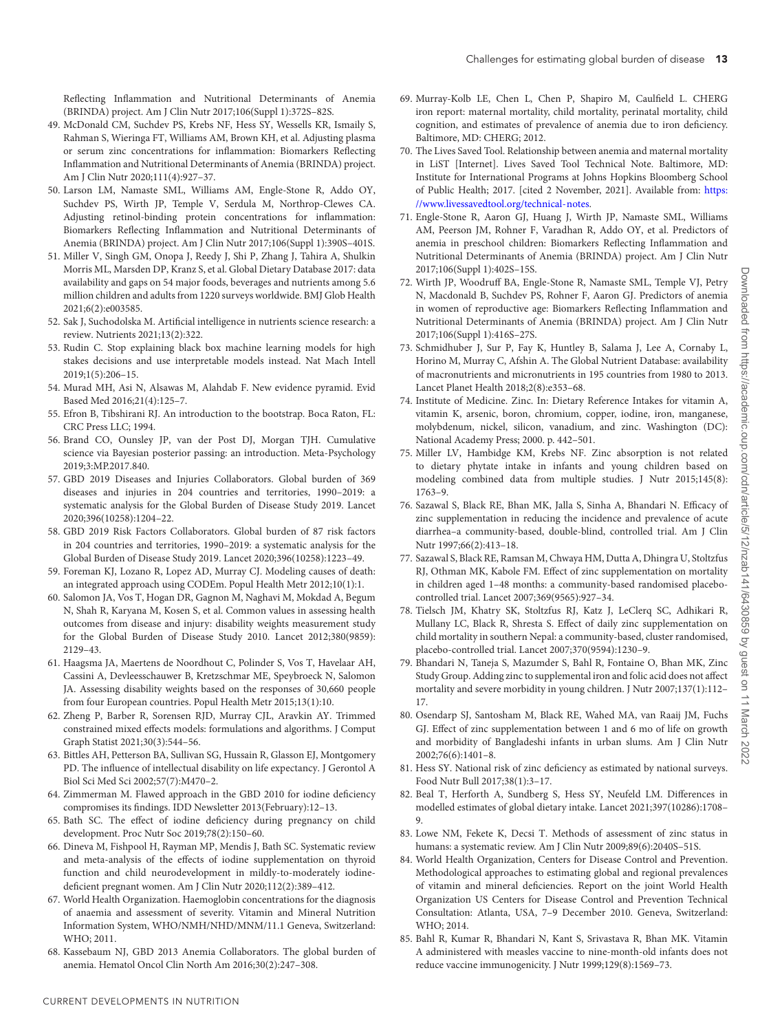Reflecting Inflammation and Nutritional Determinants of Anemia (BRINDA) project. Am J Clin Nutr 2017;106(Suppl 1):372S–82S.

49. McDonald CM, Suchdev PS, Krebs NF, Hess SY, Wessells KR, Ismaily S, Rahman S, Wieringa FT, Williams AM, Brown KH, et al. Adjusting plasma or serum zinc concentrations for inflammation: Biomarkers Reflecting Inflammation and Nutritional Determinants of Anemia (BRINDA) project. Am J Clin Nutr 2020;111(4):927–37.
50. Larson LM, Namaste SML, Williams AM, Engle-Stone R, Addo OY, Suchdev PS, Wirth JP, Temple V, Serdula M, Northrop-Clewes CA. Adjusting retinol-binding protein concentrations for inflammation: Biomarkers Reflecting Inflammation and Nutritional Determinants of Anemia (BRINDA) project. Am J Clin Nutr 2017;106(Suppl 1):390S–401S.
51. Miller V, Singh GM, Onopa J, Reedy J, Shi P, Zhang J, Tahira A, Shulkin Morris ML, Marsden DP, Kranz S, et al. Global Dietary Database 2017: data availability and gaps on 54 major foods, beverages and nutrients among 5.6 million children and adults from 1220 surveys worldwide. BMJ Glob Health 2021;6(2):e003585.
52. Sak J, Suchodolska M. Artificial intelligence in nutrients science research: a review. Nutrients 2021;13(2):322.
53. Rudin C. Stop explaining black box machine learning models for high stakes decisions and use interpretable models instead. Nat Mach Intell 2019;1(5):206–15.
54. Murad MH, Asi N, Alsawas M, Alahdab F. New evidence pyramid. Evid Based Med 2016;21(4):125–7.
55. Efron B, Tibshirani RJ. An introduction to the bootstrap. Boca Raton, FL: CRC Press LLC; 1994.
56. Brand CO, Ounsley JP, van der Post DJ, Morgan TJH. Cumulative science via Bayesian posterior passing: an introduction. Meta-Psychology 2019;3:MP.2017.840.
57. GBD 2019 Diseases and Injuries Collaborators. Global burden of 369 diseases and injuries in 204 countries and territories, 1990–2019: a systematic analysis for the Global Burden of Disease Study 2019. Lancet 2020;396(10258):1204–22.
58. GBD 2019 Risk Factors Collaborators. Global burden of 87 risk factors in 204 countries and territories, 1990–2019: a systematic analysis for the Global Burden of Disease Study 2019. Lancet 2020;396(10258):1223–49.
59. Foreman KJ, Lozano R, Lopez AD, Murray CJ. Modeling causes of death: an integrated approach using CODEm. Popul Health Metr 2012;10(1):1.
60. Salomon JA, Vos T, Hogan DR, Gagnon M, Naghavi M, Mokdad A, Begum N, Shah R, Karyana M, Kosen S, et al. Common values in assessing health outcomes from disease and injury: disability weights measurement study for the Global Burden of Disease Study 2010. Lancet 2012;380(9859): 2129–43.
61. Haagsma JA, Maertens de Noordhout C, Polinder S, Vos T, Havelaar AH, Cassini A, Devleesschauwer B, Kretzschmar ME, Speybroeck N, Salomon JA. Assessing disability weights based on the responses of 30,660 people from four European countries. Popul Health Metr 2015;13(1):10.
62. Zheng P, Barber R, Sorensen RJD, Murray CJL, Aravkin AY. Trimmed constrained mixed effects models: formulations and algorithms. J Comput Graph Statist 2021;30(3):544–56.
63. Bittles AH, Petterson BA, Sullivan SG, Hussain R, Glasson EJ, Montgomery PD. The influence of intellectual disability on life expectancy. J Gerontol A Biol Sci Med Sci 2002;57(7):M470–2.
64. Zimmerman M. Flawed approach in the GBD 2010 for iodine deficiency compromises its findings. IDD Newsletter 2013(February):12–13.
65. Bath SC. The effect of iodine deficiency during pregnancy on child development. Proc Nutr Soc 2019;78(2):150–60.
66. Dineva M, Fishpool H, Rayman MP, Mendis J, Bath SC. Systematic review and meta-analysis of the effects of iodine supplementation on thyroid function and child neurodevelopment in mildly-to-moderately iodine-deficient pregnant women. Am J Clin Nutr 2020;112(2):389–412.
67. World Health Organization. Haemoglobin concentrations for the diagnosis of anaemia and assessment of severity. Vitamin and Mineral Nutrition Information System, WHO/NMH/NHD/MNM/11.1 Geneva, Switzerland: WHO; 2011.
68. Kassebaum NJ, GBD 2013 Anemia Collaborators. The global burden of anemia. Hematol Oncol Clin North Am 2016;30(2):247–308.
69. Murray-Kolb LE, Chen L, Chen P, Shapiro M, Caulfield L. CHERG iron report: maternal mortality, child mortality, perinatal mortality, child cognition, and estimates of prevalence of anemia due to iron deficiency. Baltimore, MD: CHERG; 2012.
70. The Lives Saved Tool. Relationship between anemia and maternal mortality in LiST [Internet]. Lives Saved Tool Technical Note. Baltimore, MD: Institute for International Programs at Johns Hopkins Bloomberg School of Public Health; 2017. [cited 2 November, 2021]. Available from: https://www.livessavedtool.org/technical-notes.
71. Engle-Stone R, Aaron GJ, Huang J, Wirth JP, Namaste SML, Williams AM, Peerson JM, Rohner F, Varadhan R, Addo OY, et al. Predictors of anemia in preschool children: Biomarkers Reflecting Inflammation and Nutritional Determinants of Anemia (BRINDA) project. Am J Clin Nutr 2017;106(Suppl 1):402S–15S.
72. Wirth JP, Woodruff BA, Engle-Stone R, Namaste SML, Temple VJ, Petry N, Macdonald B, Suchdev PS, Rohner F, Aaron GJ. Predictors of anemia in women of reproductive age: Biomarkers Reflecting Inflammation and Nutritional Determinants of Anemia (BRINDA) project. Am J Clin Nutr 2017;106(Suppl 1):416S–27S.
73. Schmidhuber J, Sur P, Fay K, Huntley B, Salama J, Lee A, Cornaby L, Horino M, Murray C, Afshin A. The Global Nutrient Database: availability of macronutrients and micronutrients in 195 countries from 1980 to 2013. Lancet Planet Health 2018;2(8):e353–68.
74. Institute of Medicine. Zinc. In: Dietary Reference Intakes for vitamin A, vitamin K, arsenic, boron, chromium, copper, iodine, iron, manganese, molybdenum, nickel, silicon, vanadium, and zinc. Washington (DC): National Academy Press; 2000. p. 442–501.
75. Miller LV, Hambidge KM, Krebs NF. Zinc absorption is not related to dietary phytate intake in infants and young children based on modeling combined data from multiple studies. J Nutr 2015;145(8): 1763–9.
76. Sazawal S, Black RE, Bhan MK, Jalla S, Sinha A, Bhandari N. Efficacy of zinc supplementation in reducing the incidence and prevalence of acute diarrhea–a community-based, double-blind, controlled trial. Am J Clin Nutr 1997;66(2):413–18.
77. Sazawal S, Black RE, Ramsan M, Chwaya HM, Dutta A, Dhingra U, Stoltzfus RJ, Othman MK, Kabole FM. Effect of zinc supplementation on mortality in children aged 1–48 months: a community-based randomised placebo-controlled trial. Lancet 2007;369(9565):927–34.
78. Tielsch JM, Khatry SK, Stoltzfus RJ, Katz J, LeClerq SC, Adhikari R, Mullany LC, Black R, Shresta S. Effect of daily zinc supplementation on child mortality in southern Nepal: a community-based, cluster randomised, placebo-controlled trial. Lancet 2007;370(9594):1230–9.
79. Bhandari N, Taneja S, Mazumder S, Bahl R, Fontaine O, Bhan MK, Zinc Study Group. Adding zinc to supplemental iron and folic acid does not affect mortality and severe morbidity in young children. J Nutr 2007;137(1):112–17.
80. Osendarp SJ, Santosham M, Black RE, Wahed MA, van Raaij JM, Fuchs GJ. Effect of zinc supplementation between 1 and 6 mo of life on growth and morbidity of Bangladeshi infants in urban slums. Am J Clin Nutr 2002;76(6):1401–8.
81. Hess SY. National risk of zinc deficiency as estimated by national surveys. Food Nutr Bull 2017;38(1):3–17.
82. Beal T, Herforth A, Sundberg S, Hess SY, Neufeld LM. Differences in modelled estimates of global dietary intake. Lancet 2021;397(10286):1708–9.
83. Lowe NM, Fekete K, Decsi T. Methods of assessment of zinc status in humans: a systematic review. Am J Clin Nutr 2009;89(6):2040S–51S.
84. World Health Organization, Centers for Disease Control and Prevention. Methodological approaches to estimating global and regional prevalences of vitamin and mineral deficiencies. Report on the joint World Health Organization US Centers for Disease Control and Prevention Technical Consultation: Atlanta, USA, 7–9 December 2010. Geneva, Switzerland: WHO; 2014.
85. Bahl R, Kumar R, Bhandari N, Kant S, Srivastava R, Bhan MK. Vitamin A administered with measles vaccine to nine-month-old infants does not reduce vaccine immunogenicity. J Nutr 1999;129(8):1569–73.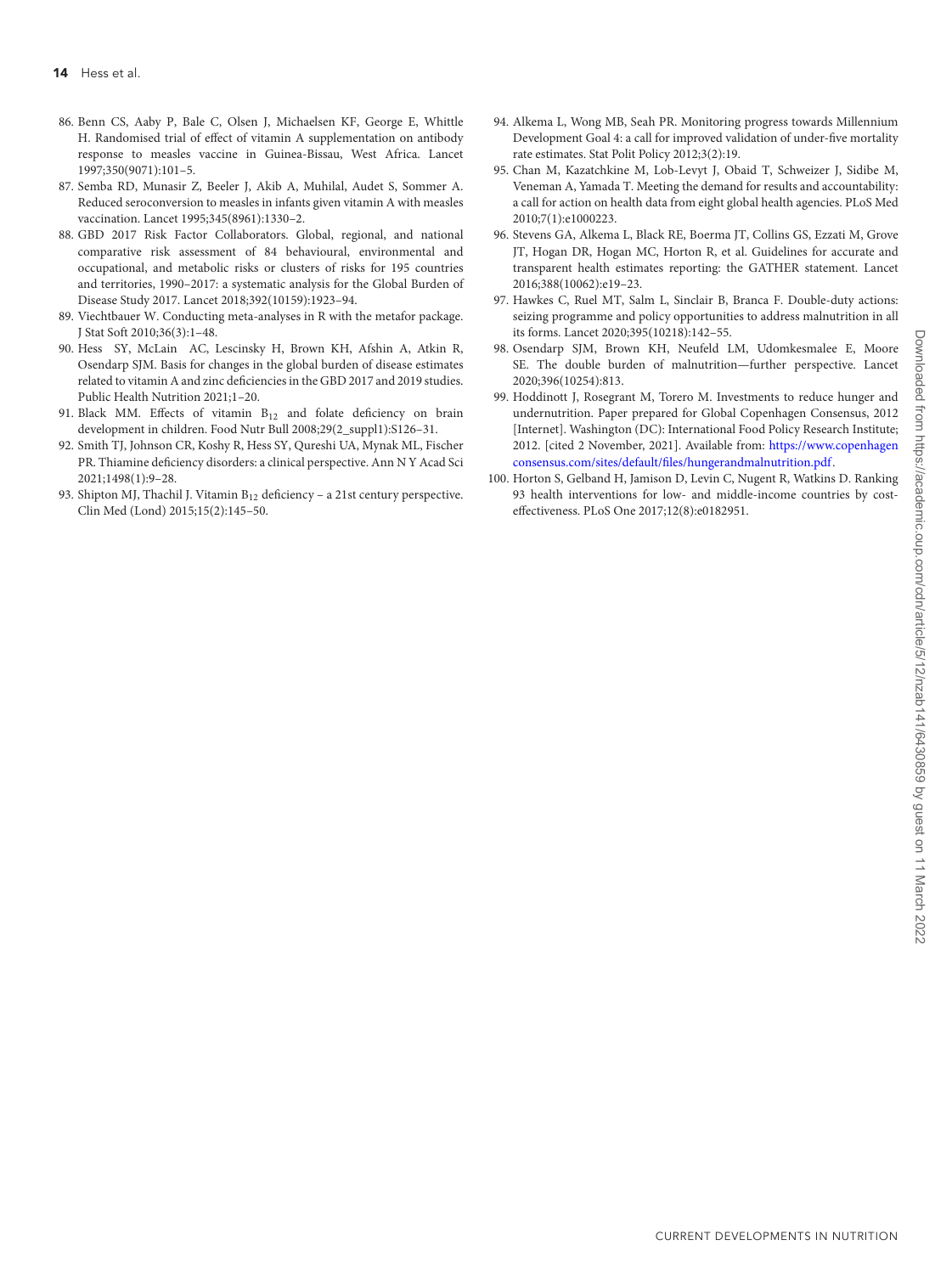86. Benn CS, Aaby P, Bale C, Olsen J, Michaelsen KF, George E, Whittle H. Randomised trial of effect of vitamin A supplementation on antibody response to measles vaccine in Guinea-Bissau, West Africa. Lancet 1997;350(9071):101–5.
87. Semba RD, Munasir Z, Beeler J, Akib A, Muhilal, Audet S, Sommer A. Reduced seroconversion to measles in infants given vitamin A with measles vaccination. Lancet 1995;345(8961):1330–2.
88. GBD 2017 Risk Factor Collaborators. Global, regional, and national comparative risk assessment of 84 behavioural, environmental and occupational, and metabolic risks or clusters of risks for 195 countries and territories, 1990–2017: a systematic analysis for the Global Burden of Disease Study 2017. Lancet 2018;392(10159):1923–94.
89. Viechtbauer W. Conducting meta-analyses in R with the metafor package. J Stat Soft 2010;36(3):1–48.
90. Hess SY, McLain AC, Lescinsky H, Brown KH, Afshin A, Atkin R, Osendarp SJM. Basis for changes in the global burden of disease estimates related to vitamin A and zinc deficiencies in the GBD 2017 and 2019 studies. Public Health Nutrition 2021;1–20.
91. Black MM. Effects of vitamin $B_{12}$ and folate deficiency on brain development in children. Food Nutr Bull 2008;29(2_suppl1):S126–31.
92. Smith TJ, Johnson CR, Koshy R, Hess SY, Qureshi UA, Mynak ML, Fischer PR. Thiamine deficiency disorders: a clinical perspective. Ann N Y Acad Sci 2021;1498(1):9–28.
93. Shipton MJ, Thachil J. Vitamin $B_{12}$ deficiency – a 21st century perspective. Clin Med (Lond) 2015;15(2):145–50.
94. Alkema L, Wong MB, Seah PR. Monitoring progress towards Millennium Development Goal 4: a call for improved validation of under-five mortality rate estimates. Stat Polit Policy 2012;3(2):19.
95. Chan M, Kazatchkine M, Lob-Levyt J, Obaid T, Schweizer J, Sidibe M, Veneman A, Yamada T. Meeting the demand for results and accountability: a call for action on health data from eight global health agencies. PLoS Med 2010;7(1):e1000223.
96. Stevens GA, Alkema L, Black RE, Boerma JT, Collins GS, Ezzati M, Grove JT, Hogan DR, Hogan MC, Horton R, et al. Guidelines for accurate and transparent health estimates reporting: the GATHER statement. Lancet 2016;388(10062):e19–23.
97. Hawkes C, Ruel MT, Salm L, Sinclair B, Branca F. Double-duty actions: seizing programme and policy opportunities to address malnutrition in all its forms. Lancet 2020;395(10218):142–55.
98. Osendarp SJM, Brown KH, Neufeld LM, Udomkesmalee E, Moore SE. The double burden of malnutrition—further perspective. Lancet 2020;396(10254):813.
99. Hoddinott J, Rosegrant M, Torero M. Investments to reduce hunger and undernutrition. Paper prepared for Global Copenhagen Consensus, 2012 [Internet]. Washington (DC): International Food Policy Research Institute; 2012. [cited 2 November, 2021]. Available from: https://www.copenhagenconsensus.com/sites/default/files/hungerandmalnutrition.pdf.
100. Horton S, Gelband H, Jamison D, Levin C, Nugent R, Watkins D. Ranking 93 health interventions for low- and middle-income countries by cost-effectiveness. PLoS One 2017;12(8):e0182951.